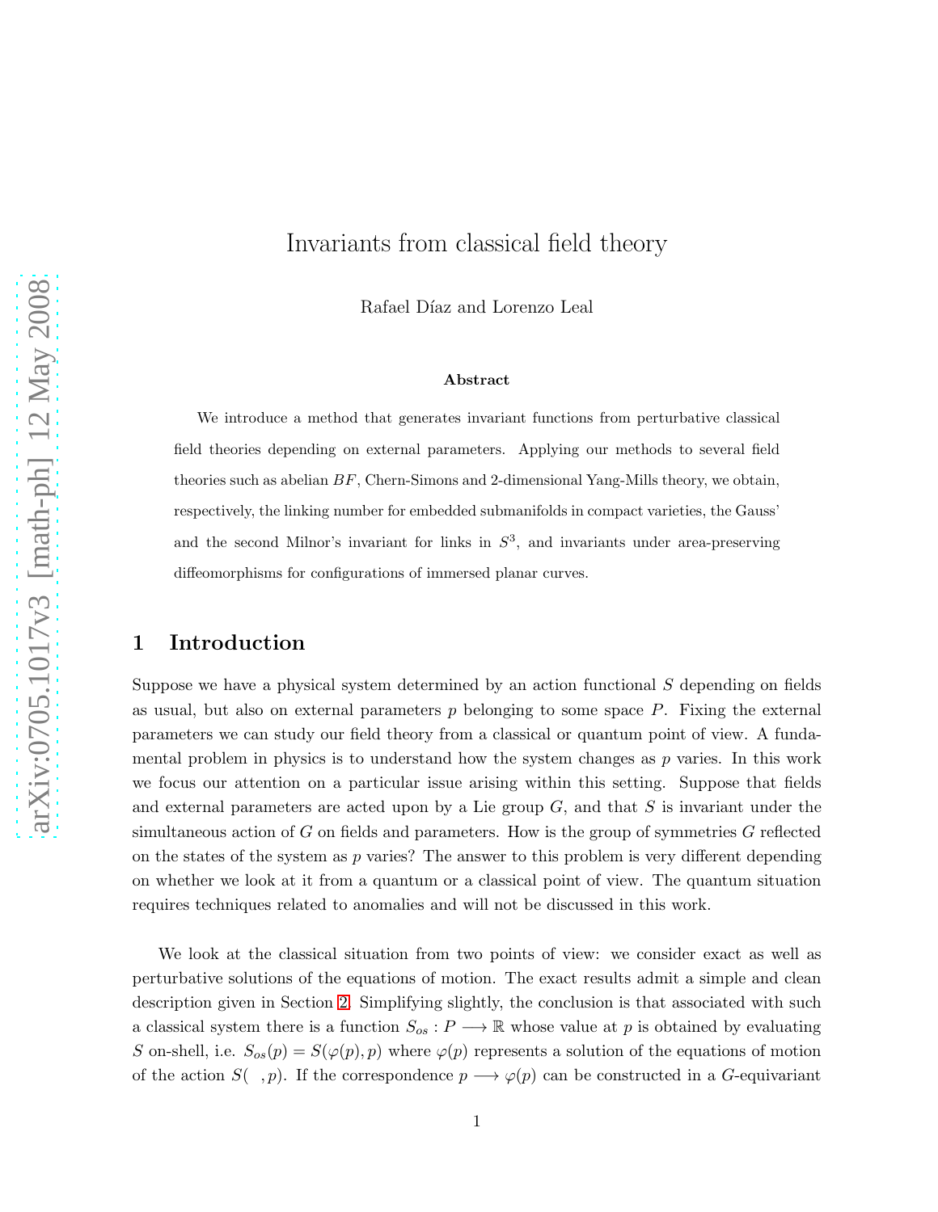# Invariants from classical field theory

Rafael Díaz and Lorenzo Leal

### Abstract

We introduce a method that generates invariant functions from perturbative classical field theories depending on external parameters. Applying our methods to several field theories such as abelian $BF$, Chern-Simons and 2-dimensional Yang-Mills theory, we obtain, respectively, the linking number for embedded submanifolds in compact varieties, the Gauss' and the second Milnor's invariant for links in $S^3$, and invariants under area-preserving diffeomorphisms for configurations of immersed planar curves.

## 1 Introduction

Suppose we have a physical system determined by an action functional $S$ depending on fields as usual, but also on external parameters $p$ belonging to some space $P$. Fixing the external parameters we can study our field theory from a classical or quantum point of view. A fundamental problem in physics is to understand how the system changes as $p$ varies. In this work we focus our attention on a particular issue arising within this setting. Suppose that fields and external parameters are acted upon by a Lie group $G$, and that $S$ is invariant under the simultaneous action of $G$ on fields and parameters. How is the group of symmetries $G$ reflected on the states of the system as $p$ varies? The answer to this problem is very different depending on whether we look at it from a quantum or a classical point of view. The quantum situation requires techniques related to anomalies and will not be discussed in this work.

We look at the classical situation from two points of view: we consider exact as well as perturbative solutions of the equations of motion. The exact results admit a simple and clean description given in Section 2. Simplifying slightly, the conclusion is that associated with such a classical system there is a function $S_{os} : P \longrightarrow \mathbb{R}$ whose value at $p$ is obtained by evaluating $S$ on-shell, i.e. $S_{os}(p) = S(\varphi(p), p)$ where $\varphi(p)$ represents a solution of the equations of motion of the action $S(\ \ , p)$. If the correspondence $p \longrightarrow \varphi(p)$ can be constructed in a $G$-equivariant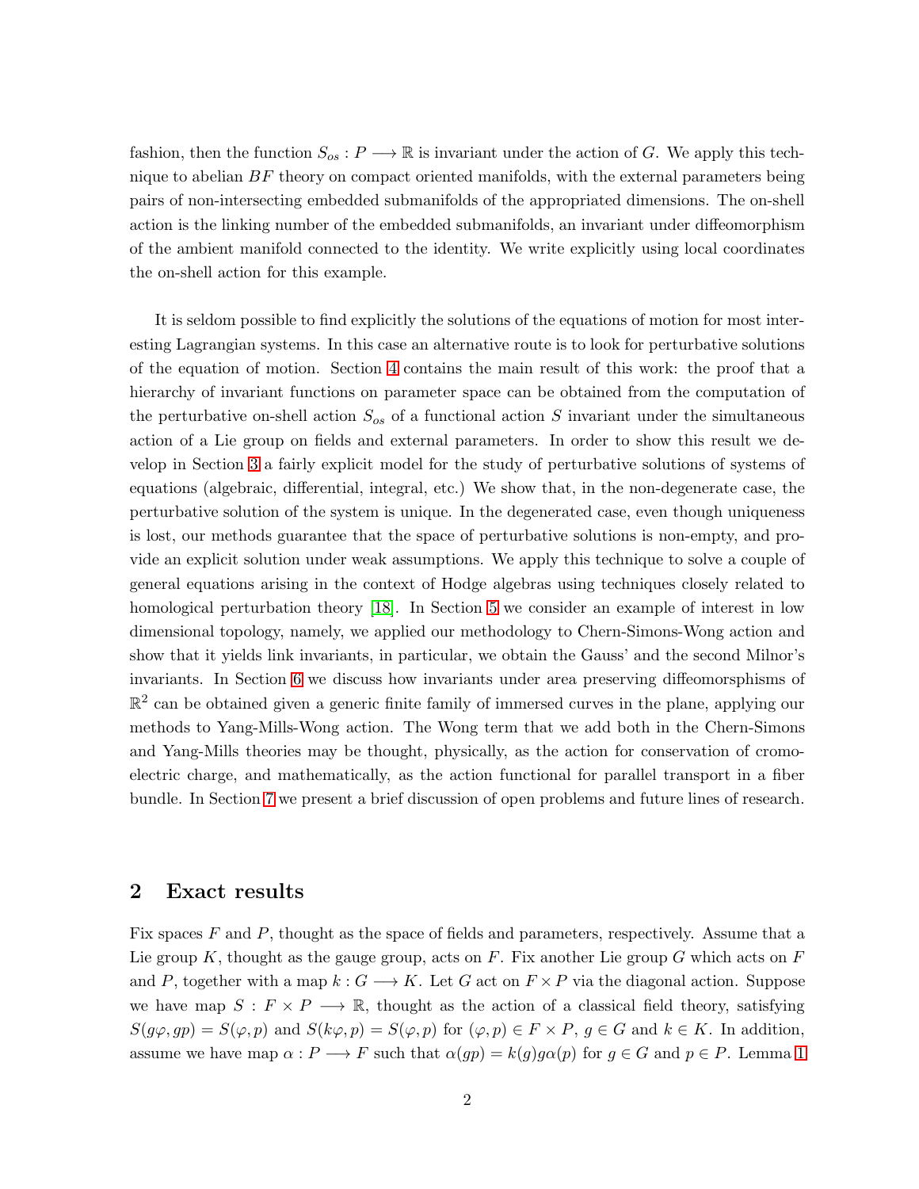fashion, then the function $S_{os} : P \longrightarrow \mathbb{R}$ is invariant under the action of $G$. We apply this technique to abelian $BF$ theory on compact oriented manifolds, with the external parameters being pairs of non-intersecting embedded submanifolds of the appropriated dimensions. The on-shell action is the linking number of the embedded submanifolds, an invariant under diffeomorphism of the ambient manifold connected to the identity. We write explicitly using local coordinates the on-shell action for this example.

It is seldom possible to find explicitly the solutions of the equations of motion for most interesting Lagrangian systems. In this case an alternative route is to look for perturbative solutions of the equation of motion. Section 4 contains the main result of this work: the proof that a hierarchy of invariant functions on parameter space can be obtained from the computation of the perturbative on-shell action $S_{os}$ of a functional action $S$ invariant under the simultaneous action of a Lie group on fields and external parameters. In order to show this result we develop in Section 3 a fairly explicit model for the study of perturbative solutions of systems of equations (algebraic, differential, integral, etc.) We show that, in the non-degenerate case, the perturbative solution of the system is unique. In the degenerated case, even though uniqueness is lost, our methods guarantee that the space of perturbative solutions is non-empty, and provide an explicit solution under weak assumptions. We apply this technique to solve a couple of general equations arising in the context of Hodge algebras using techniques closely related to homological perturbation theory [18]. In Section 5 we consider an example of interest in low dimensional topology, namely, we applied our methodology to Chern-Simons-Wong action and show that it yields link invariants, in particular, we obtain the Gauss' and the second Milnor's invariants. In Section 6 we discuss how invariants under area preserving diffeomorsphisms of $\mathbb{R}^2$ can be obtained given a generic finite family of immersed curves in the plane, applying our methods to Yang-Mills-Wong action. The Wong term that we add both in the Chern-Simons and Yang-Mills theories may be thought, physically, as the action for conservation of cromoelectric charge, and mathematically, as the action functional for parallel transport in a fiber bundle. In Section 7 we present a brief discussion of open problems and future lines of research.

## 2 Exact results

Fix spaces $F$ and $P$, thought as the space of fields and parameters, respectively. Assume that a Lie group $K$, thought as the gauge group, acts on $F$. Fix another Lie group $G$ which acts on $F$ and $P$, together with a map $k : G \longrightarrow K$. Let $G$ act on $F \times P$ via the diagonal action. Suppose we have map $S : F \times P \longrightarrow \mathbb{R}$, thought as the action of a classical field theory, satisfying $S(g\varphi, gp) = S(\varphi, p)$ and $S(k\varphi, p) = S(\varphi, p)$ for $(\varphi, p) \in F \times P$, $g \in G$ and $k \in K$. In addition, assume we have map $\alpha : P \longrightarrow F$ such that $\alpha(gp) = k(g)g\alpha(p)$ for $g \in G$ and $p \in P$. Lemma 1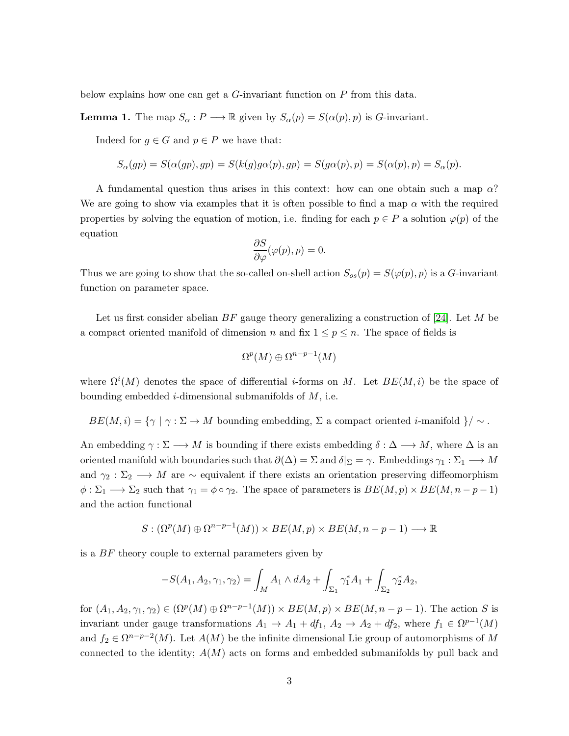below explains how one can get a $G$-invariant function on $P$ from this data.

**Lemma 1.** The map $S_\alpha : P \longrightarrow \mathbb{R}$ given by $S_\alpha(p) = S(\alpha(p), p)$ is $G$-invariant.

Indeed for $g \in G$ and $p \in P$ we have that:

$$S_\alpha(gp) = S(\alpha(gp), gp) = S(k(g)g\alpha(p), gp) = S(g\alpha(p), p) = S(\alpha(p), p) = S_\alpha(p).$$

A fundamental question thus arises in this context: how can one obtain such a map $\alpha$? We are going to show via examples that it is often possible to find a map $\alpha$ with the required properties by solving the equation of motion, i.e. finding for each $p \in P$ a solution $\varphi(p)$ of the equation

$$\frac{\partial S}{\partial \varphi}(\varphi(p), p) = 0.$$

Thus we are going to show that the so-called on-shell action $S_{os}(p) = S(\varphi(p), p)$ is a $G$-invariant function on parameter space.

Let us first consider abelian $BF$ gauge theory generalizing a construction of [24]. Let $M$ be a compact oriented manifold of dimension $n$ and fix $1 \leq p \leq n$. The space of fields is

$$\Omega^p(M) \oplus \Omega^{n-p-1}(M)$$

where $\Omega^i(M)$ denotes the space of differential $i$-forms on $M$. Let $BE(M, i)$ be the space of bounding embedded $i$-dimensional submanifolds of $M$, i.e.

$$BE(M, i) = \{\gamma \mid \gamma : \Sigma \to M \text{ bounding embedding, } \Sigma \text{ a compact oriented } i\text{-manifold } \}/\sim.$$

An embedding $\gamma : \Sigma \longrightarrow M$ is bounding if there exists embedding $\delta : \Delta \longrightarrow M$, where $\Delta$ is an oriented manifold with boundaries such that $\partial(\Delta) = \Sigma$ and $\delta|_\Sigma = \gamma$. Embeddings $\gamma_1 : \Sigma_1 \longrightarrow M$ and $\gamma_2 : \Sigma_2 \longrightarrow M$ are $\sim$ equivalent if there exists an orientation preserving diffeomorphism $\phi : \Sigma_1 \longrightarrow \Sigma_2$ such that $\gamma_1 = \phi \circ \gamma_2$. The space of parameters is $BE(M, p) \times BE(M, n-p-1)$ and the action functional

$$S : (\Omega^p(M) \oplus \Omega^{n-p-1}(M)) \times BE(M, p) \times BE(M, n-p-1) \longrightarrow \mathbb{R}$$

is a $BF$ theory couple to external parameters given by

$$-S(A_1, A_2, \gamma_1, \gamma_2) = \int_M A_1 \wedge dA_2 + \int_{\Sigma_1} \gamma_1^* A_1 + \int_{\Sigma_2} \gamma_2^* A_2,$$

for $(A_1, A_2, \gamma_1, \gamma_2) \in (\Omega^p(M) \oplus \Omega^{n-p-1}(M)) \times BE(M, p) \times BE(M, n-p-1)$. The action $S$ is invariant under gauge transformations $A_1 \to A_1 + df_1$, $A_2 \to A_2 + df_2$, where $f_1 \in \Omega^{p-1}(M)$ and $f_2 \in \Omega^{n-p-2}(M)$. Let $A(M)$ be the infinite dimensional Lie group of automorphisms of $M$ connected to the identity; $A(M)$ acts on forms and embedded submanifolds by pull back and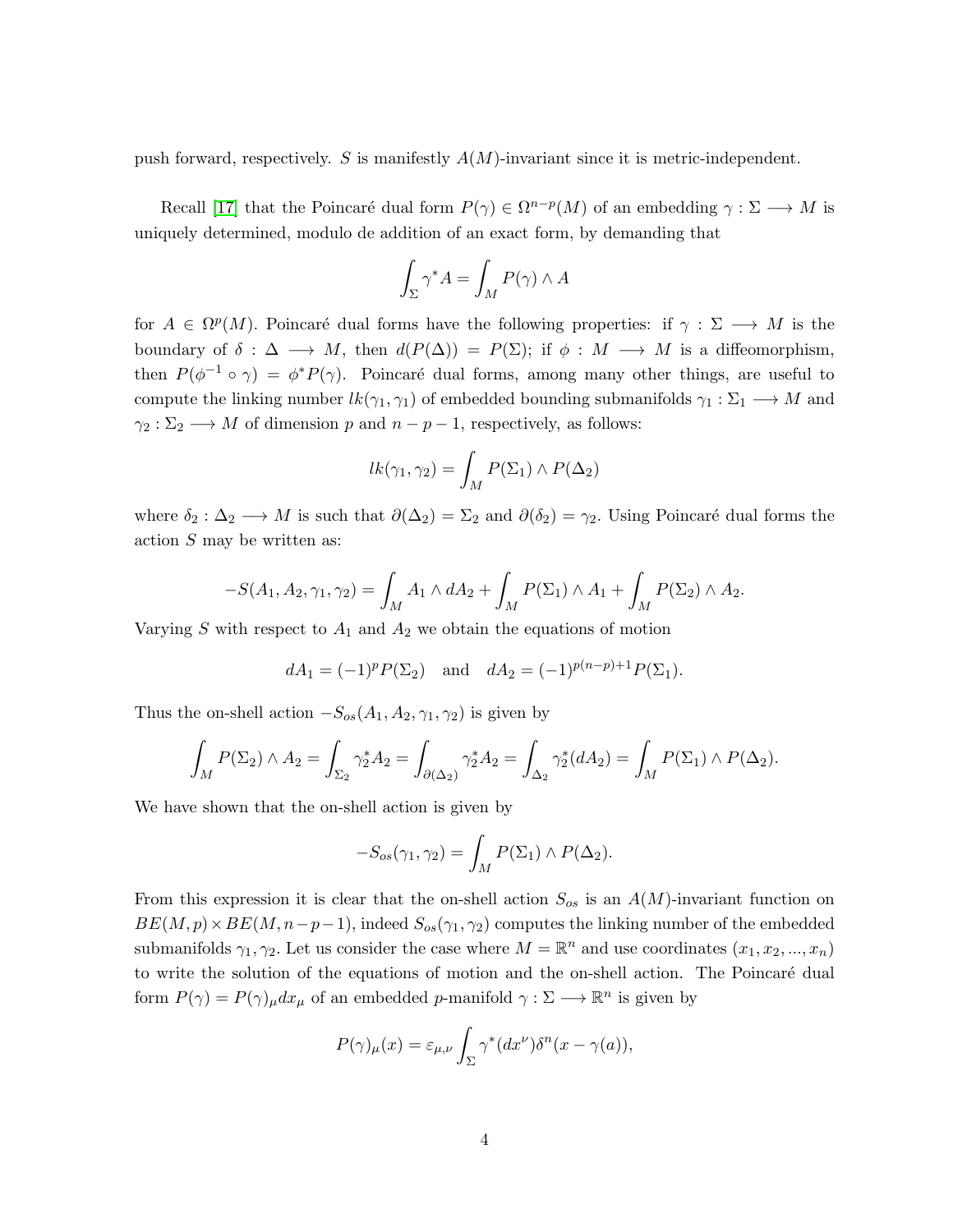push forward, respectively. $S$ is manifestly $A(M)$-invariant since it is metric-independent.

Recall [17] that the Poincaré dual form $P(\gamma) \in \Omega^{n-p}(M)$ of an embedding $\gamma : \Sigma \longrightarrow M$ is uniquely determined, modulo de addition of an exact form, by demanding that

$$\int_{\Sigma} \gamma^* A = \int_M P(\gamma) \wedge A$$

for $A \in \Omega^p(M)$. Poincaré dual forms have the following properties: if $\gamma : \Sigma \longrightarrow M$ is the boundary of $\delta : \Delta \longrightarrow M$, then $d(P(\Delta)) = P(\Sigma)$; if $\phi : M \longrightarrow M$ is a diffeomorphism, then $P(\phi^{-1} \circ \gamma) = \phi^* P(\gamma)$. Poincaré dual forms, among many other things, are useful to compute the linking number $lk(\gamma_1, \gamma_1)$ of embedded bounding submanifolds $\gamma_1 : \Sigma_1 \longrightarrow M$ and $\gamma_2 : \Sigma_2 \longrightarrow M$ of dimension $p$ and $n-p-1$, respectively, as follows:

$$lk(\gamma_1, \gamma_2) = \int_M P(\Sigma_1) \wedge P(\Delta_2)$$

where $\delta_2 : \Delta_2 \longrightarrow M$ is such that $\partial(\Delta_2) = \Sigma_2$ and $\partial(\delta_2) = \gamma_2$. Using Poincaré dual forms the action $S$ may be written as:

$$-S(A_1, A_2, \gamma_1, \gamma_2) = \int_M A_1 \wedge dA_2 + \int_M P(\Sigma_1) \wedge A_1 + \int_M P(\Sigma_2) \wedge A_2.$$

Varying $S$ with respect to $A_1$ and $A_2$ we obtain the equations of motion

$$dA_1 = (-1)^p P(\Sigma_2) \quad \text{and} \quad dA_2 = (-1)^{p(n-p)+1} P(\Sigma_1).$$

Thus the on-shell action $-S_{os}(A_1, A_2, \gamma_1, \gamma_2)$ is given by

$$\int_M P(\Sigma_2) \wedge A_2 = \int_{\Sigma_2} \gamma_2^* A_2 = \int_{\partial(\Delta_2)} \gamma_2^* A_2 = \int_{\Delta_2} \gamma_2^*(dA_2) = \int_M P(\Sigma_1) \wedge P(\Delta_2).$$

We have shown that the on-shell action is given by

$$-S_{os}(\gamma_1, \gamma_2) = \int_M P(\Sigma_1) \wedge P(\Delta_2).$$

From this expression it is clear that the on-shell action $S_{os}$ is an $A(M)$-invariant function on $BE(M,p) \times BE(M, n-p-1)$, indeed $S_{os}(\gamma_1, \gamma_2)$ computes the linking number of the embedded submanifolds $\gamma_1, \gamma_2$. Let us consider the case where $M = \mathbb{R}^n$ and use coordinates $(x_1, x_2, ..., x_n)$ to write the solution of the equations of motion and the on-shell action. The Poincaré dual form $P(\gamma) = P(\gamma)_\mu dx_\mu$ of an embedded $p$-manifold $\gamma : \Sigma \longrightarrow \mathbb{R}^n$ is given by

$$P(\gamma)_\mu(x) = \varepsilon_{\mu,\nu} \int_{\Sigma} \gamma^*(dx^\nu) \delta^n(x - \gamma(a)),$$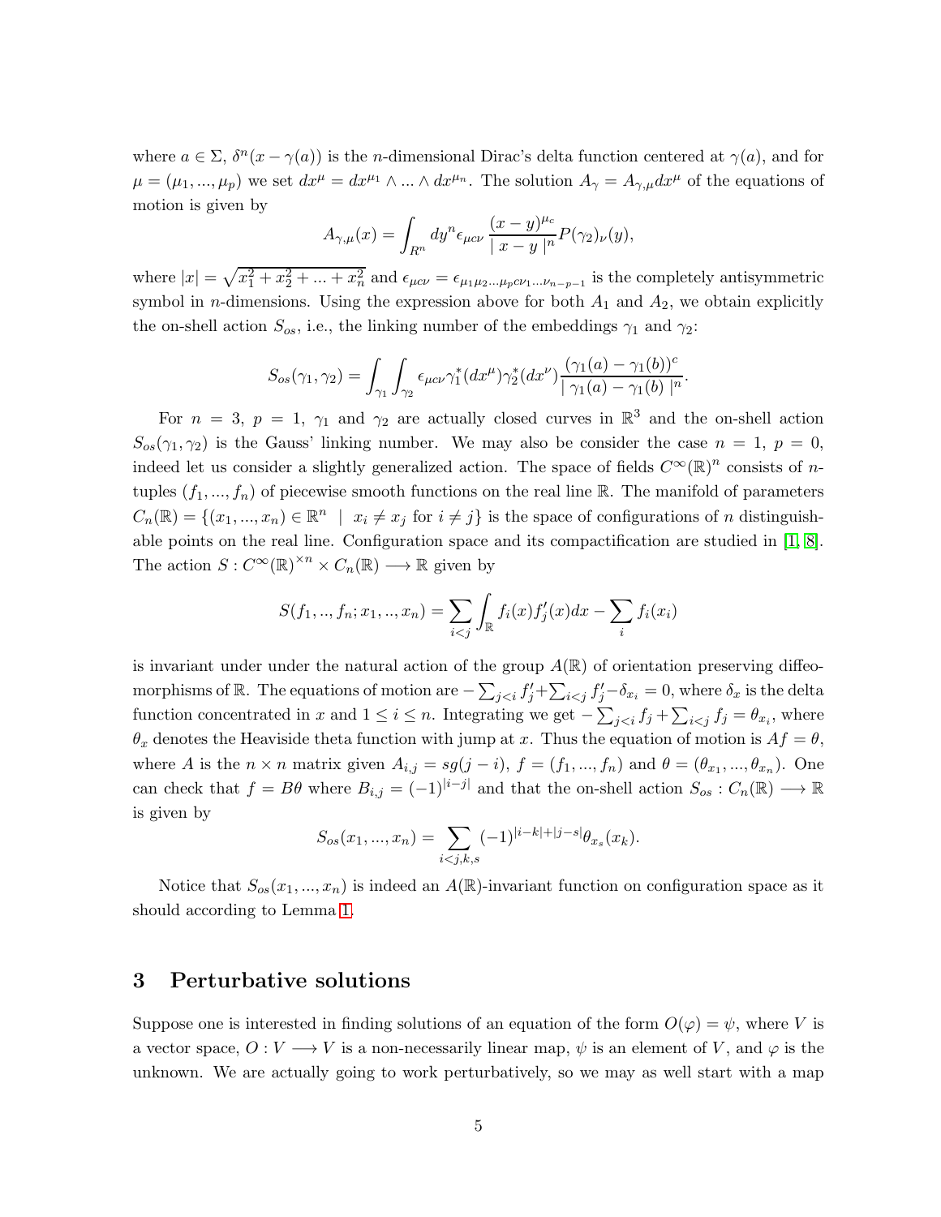where $a \in \Sigma$, $\delta^n(x - \gamma(a))$ is the $n$-dimensional Dirac's delta function centered at $\gamma(a)$, and for $\mu = (\mu_1, ..., \mu_p)$ we set $dx^\mu = dx^{\mu_1} \wedge ... \wedge dx^{\mu_n}$. The solution $A_\gamma = A_{\gamma,\mu} dx^\mu$ of the equations of motion is given by

$$A_{\gamma,\mu}(x) = \int_{R^n} dy^n \epsilon_{\mu c \nu} \frac{(x-y)^{\mu_c}}{\mid x - y \mid^n} P(\gamma_2)_\nu(y),$$

where $|x| = \sqrt{x_1^2 + x_2^2 + ... + x_n^2}$ and $\epsilon_{\mu c \nu} = \epsilon_{\mu_1 \mu_2 ... \mu_p c \nu_1 ... \nu_{n-p-1}}$ is the completely antisymmetric symbol in $n$-dimensions. Using the expression above for both $A_1$ and $A_2$, we obtain explicitly the on-shell action $S_{os}$, i.e., the linking number of the embeddings $\gamma_1$ and $\gamma_2$:

$$S_{os}(\gamma_1, \gamma_2) = \int_{\gamma_1} \int_{\gamma_2} \epsilon_{\mu c \nu} \gamma_1^*(dx^\mu) \gamma_2^*(dx^\nu) \frac{(\gamma_1(a) - \gamma_1(b))^c}{\mid \gamma_1(a) - \gamma_1(b) \mid^n}.$$

For $n = 3$, $p = 1$, $\gamma_1$ and $\gamma_2$ are actually closed curves in $\mathbb{R}^3$ and the on-shell action $S_{os}(\gamma_1, \gamma_2)$ is the Gauss' linking number. We may also be consider the case $n = 1$, $p = 0$, indeed let us consider a slightly generalized action. The space of fields $C^\infty(\mathbb{R})^n$ consists of $n$-tuples $(f_1, ..., f_n)$ of piecewise smooth functions on the real line $\mathbb{R}$. The manifold of parameters $C_n(\mathbb{R}) = \{(x_1, ..., x_n) \in \mathbb{R}^n \mid x_i \neq x_j \text{ for } i \neq j\}$ is the space of configurations of $n$ distinguishable points on the real line. Configuration space and its compactification are studied in [1, 8]. The action $S : C^\infty(\mathbb{R})^{\times n} \times C_n(\mathbb{R}) \longrightarrow \mathbb{R}$ given by

$$S(f_1, .., f_n; x_1, .., x_n) = \sum_{i<j} \int_{\mathbb{R}} f_i(x) f_j'(x) dx - \sum_i f_i(x_i)$$

is invariant under under the natural action of the group $A(\mathbb{R})$ of orientation preserving diffeomorphisms of $\mathbb{R}$. The equations of motion are $-\sum_{j<i} f_j' + \sum_{i<j} f_j' - \delta_{x_i} = 0$, where $\delta_x$ is the delta function concentrated in $x$ and $1 \leq i \leq n$. Integrating we get $-\sum_{j<i} f_j + \sum_{i<j} f_j = \theta_{x_i}$, where $\theta_x$ denotes the Heaviside theta function with jump at $x$. Thus the equation of motion is $Af = \theta$, where $A$ is the $n \times n$ matrix given $A_{i,j} = sg(j - i)$, $f = (f_1, ..., f_n)$ and $\theta = (\theta_{x_1}, ..., \theta_{x_n})$. One can check that $f = B\theta$ where $B_{i,j} = (-1)^{|i-j|}$ and that the on-shell action $S_{os} : C_n(\mathbb{R}) \longrightarrow \mathbb{R}$ is given by

$$S_{os}(x_1, ..., x_n) = \sum_{i<j,k,s} (-1)^{|i-k|+|j-s|} \theta_{x_s}(x_k).$$

Notice that $S_{os}(x_1, ..., x_n)$ is indeed an $A(\mathbb{R})$-invariant function on configuration space as it should according to Lemma 1.

## 3 Perturbative solutions

Suppose one is interested in finding solutions of an equation of the form $O(\varphi) = \psi$, where $V$ is a vector space, $O : V \longrightarrow V$ is a non-necessarily linear map, $\psi$ is an element of $V$, and $\varphi$ is the unknown. We are actually going to work perturbatively, so we may as well start with a map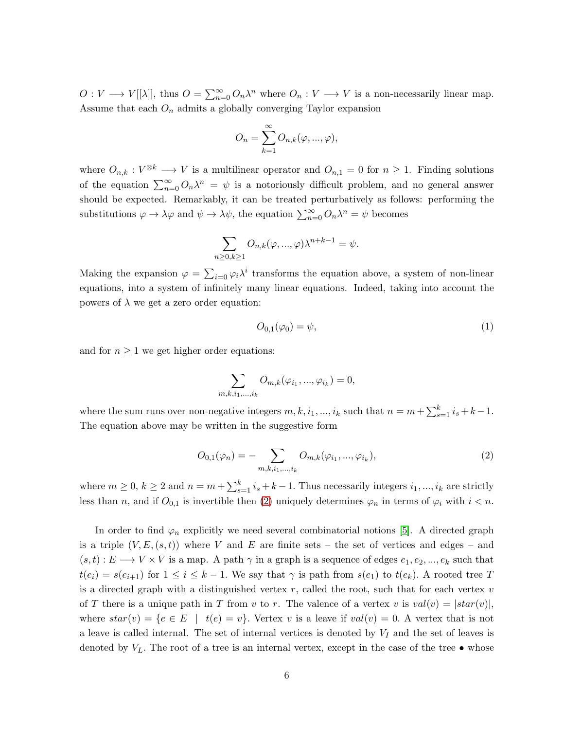$O : V \longrightarrow V[[\lambda]]$, thus $O = \sum_{n=0}^{\infty} O_n \lambda^n$ where $O_n : V \longrightarrow V$ is a non-necessarily linear map. Assume that each $O_n$ admits a globally converging Taylor expansion

$$O_n = \sum_{k=1}^{\infty} O_{n,k}(\varphi, ..., \varphi),$$

where $O_{n,k} : V^{\otimes k} \longrightarrow V$ is a multilinear operator and $O_{n,1} = 0$ for $n \geq 1$. Finding solutions of the equation $\sum_{n=0}^{\infty} O_n \lambda^n = \psi$ is a notoriously difficult problem, and no general answer should be expected. Remarkably, it can be treated perturbatively as follows: performing the substitutions $\varphi \to \lambda\varphi$ and $\psi \to \lambda\psi$, the equation $\sum_{n=0}^{\infty} O_n \lambda^n = \psi$ becomes

$$\sum_{n \geq 0, k \geq 1} O_{n,k}(\varphi, ..., \varphi)\lambda^{n+k-1} = \psi.$$

Making the expansion $\varphi = \sum_{i=0} \varphi_i \lambda^i$ transforms the equation above, a system of non-linear equations, into a system of infinitely many linear equations. Indeed, taking into account the powers of $\lambda$ we get a zero order equation:

$$O_{0,1}(\varphi_0) = \psi, \tag{1}$$

and for $n \geq 1$ we get higher order equations:

$$\sum_{m,k,i_1,...,i_k} O_{m,k}(\varphi_{i_1}, ..., \varphi_{i_k}) = 0,$$

where the sum runs over non-negative integers $m, k, i_1, ..., i_k$ such that $n = m + \sum_{s=1}^{k} i_s + k - 1$. The equation above may be written in the suggestive form

$$O_{0,1}(\varphi_n) = -\sum_{m,k,i_1,...,i_k} O_{m,k}(\varphi_{i_1}, ..., \varphi_{i_k}), \tag{2}$$

where $m \geq 0$, $k \geq 2$ and $n = m + \sum_{s=1}^{k} i_s + k - 1$. Thus necessarily integers $i_1, ..., i_k$ are strictly less than $n$, and if $O_{0,1}$ is invertible then (2) uniquely determines $\varphi_n$ in terms of $\varphi_i$ with $i < n$.

In order to find $\varphi_n$ explicitly we need several combinatorial notions [5]. A directed graph is a triple $(V, E, (s, t))$ where $V$ and $E$ are finite sets – the set of vertices and edges – and $(s, t) : E \longrightarrow V \times V$ is a map. A path $\gamma$ in a graph is a sequence of edges $e_1, e_2, ..., e_k$ such that $t(e_i) = s(e_{i+1})$ for $1 \leq i \leq k - 1$. We say that $\gamma$ is path from $s(e_1)$ to $t(e_k)$. A rooted tree $T$ is a directed graph with a distinguished vertex $r$, called the root, such that for each vertex $v$ of $T$ there is a unique path in $T$ from $v$ to $r$. The valence of a vertex $v$ is $val(v) = |star(v)|$, where $star(v) = \{e \in E \mid t(e) = v\}$. Vertex $v$ is a leave if $val(v) = 0$. A vertex that is not a leave is called internal. The set of internal vertices is denoted by $V_I$ and the set of leaves is denoted by $V_L$. The root of a tree is an internal vertex, except in the case of the tree $\bullet$ whose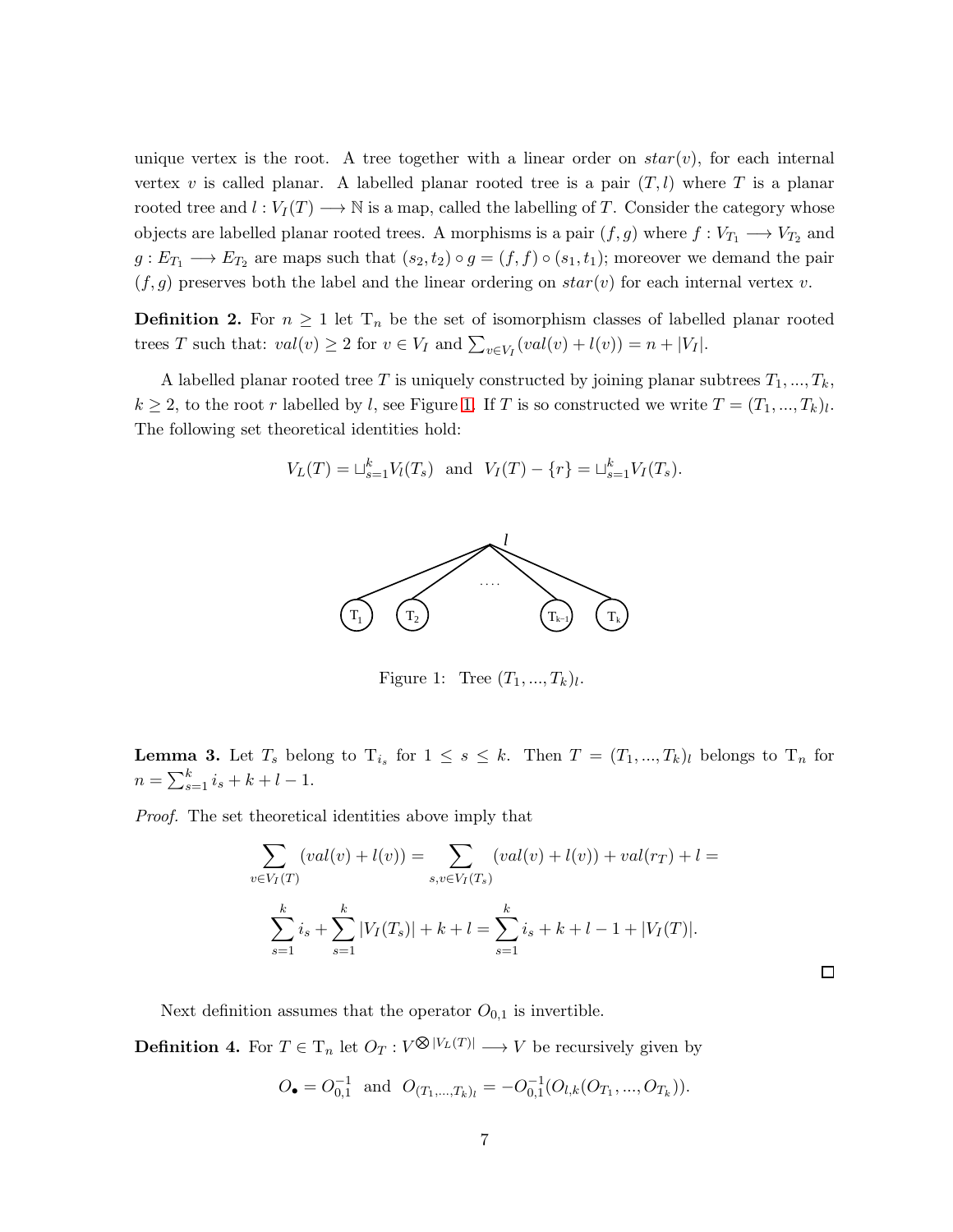unique vertex is the root. A tree together with a linear order on $star(v)$, for each internal vertex $v$ is called planar. A labelled planar rooted tree is a pair $(T, l)$ where $T$ is a planar rooted tree and $l : V_I(T) \longrightarrow \mathbb{N}$ is a map, called the labelling of $T$. Consider the category whose objects are labelled planar rooted trees. A morphisms is a pair $(f, g)$ where $f : V_{T_1} \longrightarrow V_{T_2}$ and $g : E_{T_1} \longrightarrow E_{T_2}$ are maps such that $(s_2, t_2) \circ g = (f, f) \circ (s_1, t_1)$; moreover we demand the pair $(f, g)$ preserves both the label and the linear ordering on $star(v)$ for each internal vertex $v$.

**Definition 2.** For $n \geq 1$ let $\mathrm{T}_n$ be the set of isomorphism classes of labelled planar rooted trees $T$ such that: $val(v) \geq 2$ for $v \in V_I$ and $\sum_{v \in V_I}(val(v) + l(v)) = n + |V_I|$.

A labelled planar rooted tree $T$ is uniquely constructed by joining planar subtrees $T_1, ..., T_k$, $k \geq 2$, to the root $r$ labelled by $l$, see Figure 1. If $T$ is so constructed we write $T = (T_1, ..., T_k)_l$. The following set theoretical identities hold:

$$V_L(T) = \sqcup_{s=1}^{k} V_l(T_s) \ \text{ and } \ V_I(T) - \{r\} = \sqcup_{s=1}^{k} V_I(T_s).$$

Figure 1: Tree $(T_1, ..., T_k)_l$.

**Lemma 3.** Let $T_s$ belong to $\mathrm{T}_{i_s}$ for $1 \leq s \leq k$. Then $T = (T_1, ..., T_k)_l$ belongs to $\mathrm{T}_n$ for $n = \sum_{s=1}^{k} i_s + k + l - 1$.

*Proof.* The set theoretical identities above imply that

$$\sum_{v \in V_I(T)} (val(v) + l(v)) = \sum_{s, v \in V_I(T_s)} (val(v) + l(v)) + val(r_T) + l =$$

$$\sum_{s=1}^{k} i_s + \sum_{s=1}^{k} |V_I(T_s)| + k + l = \sum_{s=1}^{k} i_s + k + l - 1 + |V_I(T)|.$$

∎

Next definition assumes that the operator $O_{0,1}$ is invertible.

**Definition 4.** For $T \in \mathrm{T}_n$ let $O_T : V^{\bigotimes |V_L(T)|} \longrightarrow V$ be recursively given by

$$O_\bullet = O_{0,1}^{-1} \ \text{ and } \ O_{(T_1, ..., T_k)_l} = -O_{0,1}^{-1}(O_{l,k}(O_{T_1}, ..., O_{T_k})).$$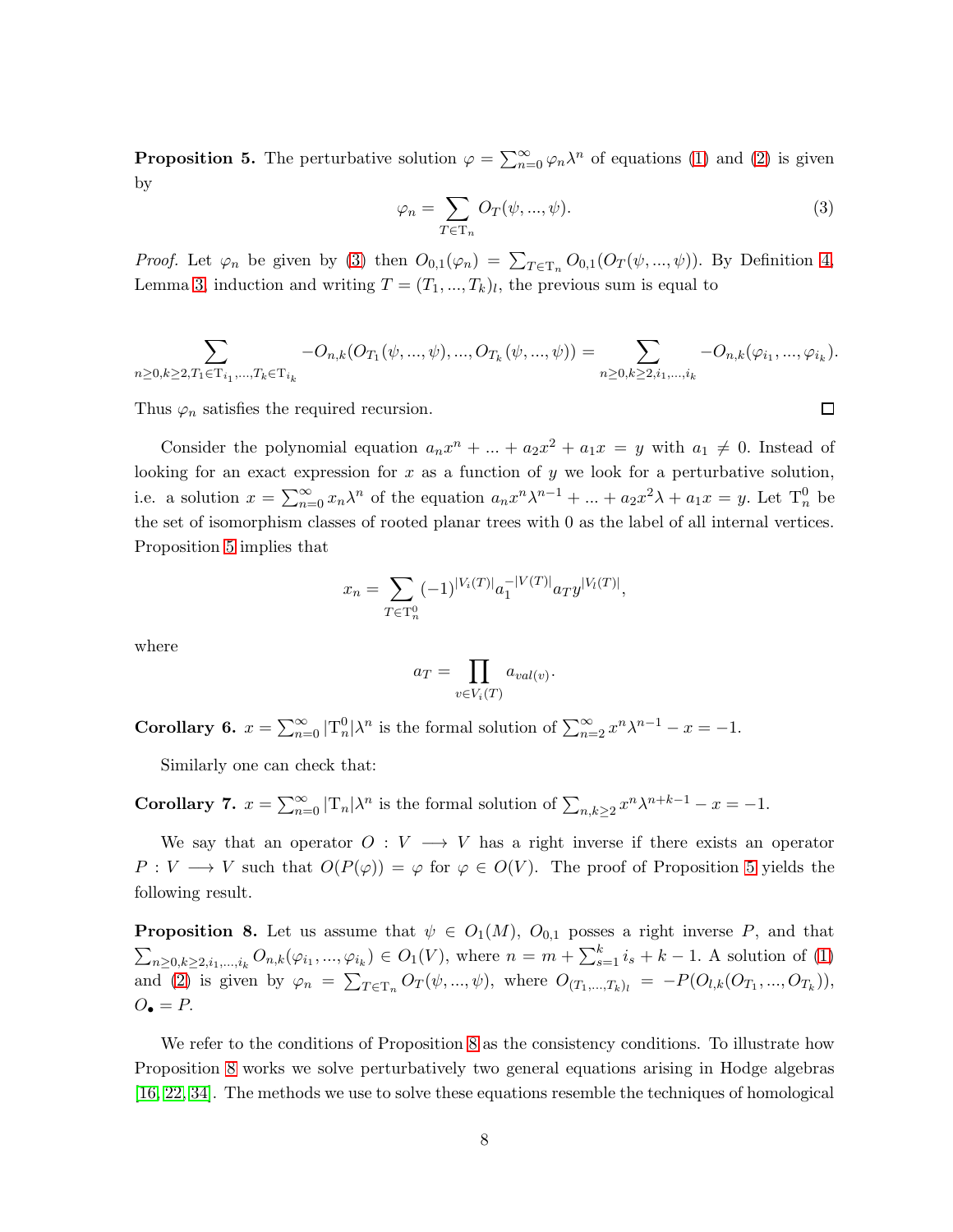**Proposition 5.** The perturbative solution $\varphi = \sum_{n=0}^{\infty} \varphi_n \lambda^n$ of equations (1) and (2) is given by

$$\varphi_n = \sum_{T \in \mathrm{T}_n} O_T(\psi, ..., \psi). \tag{3}$$

*Proof.* Let $\varphi_n$ be given by (3) then $O_{0,1}(\varphi_n) = \sum_{T \in \mathrm{T}_n} O_{0,1}(O_T(\psi, ..., \psi))$. By Definition 4, Lemma 3, induction and writing $T = (T_1, ..., T_k)_l$, the previous sum is equal to

$$\sum_{n \geq 0, k \geq 2, T_1 \in \mathrm{T}_{i_1}, ..., T_k \in \mathrm{T}_{i_k}} -O_{n,k}(O_{T_1}(\psi, ..., \psi), ..., O_{T_k}(\psi, ..., \psi)) = \sum_{n \geq 0, k \geq 2, i_1, ..., i_k} -O_{n,k}(\varphi_{i_1}, ..., \varphi_{i_k}).$$

Thus $\varphi_n$ satisfies the required recursion. $\square$

Consider the polynomial equation $a_n x^n + ... + a_2 x^2 + a_1 x = y$ with $a_1 \neq 0$. Instead of looking for an exact expression for $x$ as a function of $y$ we look for a perturbative solution, i.e. a solution $x = \sum_{n=0}^{\infty} x_n \lambda^n$ of the equation $a_n x^n \lambda^{n-1} + ... + a_2 x^2 \lambda + a_1 x = y$. Let $\mathrm{T}_n^0$ be the set of isomorphism classes of rooted planar trees with 0 as the label of all internal vertices. Proposition 5 implies that

$$x_n = \sum_{T \in \mathrm{T}_n^0} (-1)^{|V_i(T)|} a_1^{-|V(T)|} a_T y^{|V_l(T)|},$$

where

$$a_T = \prod_{v \in V_i(T)} a_{val(v)}.$$

**Corollary 6.** $x = \sum_{n=0}^{\infty} |\mathrm{T}_n^0| \lambda^n$ is the formal solution of $\sum_{n=2}^{\infty} x^n \lambda^{n-1} - x = -1$.

Similarly one can check that:

**Corollary 7.** $x = \sum_{n=0}^{\infty} |\mathrm{T}_n| \lambda^n$ is the formal solution of $\sum_{n,k \geq 2} x^n \lambda^{n+k-1} - x = -1$.

We say that an operator $O : V \longrightarrow V$ has a right inverse if there exists an operator $P : V \longrightarrow V$ such that $O(P(\varphi)) = \varphi$ for $\varphi \in O(V)$. The proof of Proposition 5 yields the following result.

**Proposition 8.** Let us assume that $\psi \in O_1(M)$, $O_{0,1}$ posses a right inverse $P$, and that $\sum_{n \geq 0, k \geq 2, i_1, ..., i_k} O_{n,k}(\varphi_{i_1}, ..., \varphi_{i_k}) \in O_1(V)$, where $n = m + \sum_{s=1}^{k} i_s + k - 1$. A solution of (1) and (2) is given by $\varphi_n = \sum_{T \in \mathrm{T}_n} O_T(\psi, ..., \psi)$, where $O_{(T_1, ..., T_k)_l} = -P(O_{l,k}(O_{T_1}, ..., O_{T_k}))$, $O_\bullet = P$.

We refer to the conditions of Proposition 8 as the consistency conditions. To illustrate how Proposition 8 works we solve perturbatively two general equations arising in Hodge algebras [16, 22, 34]. The methods we use to solve these equations resemble the techniques of homological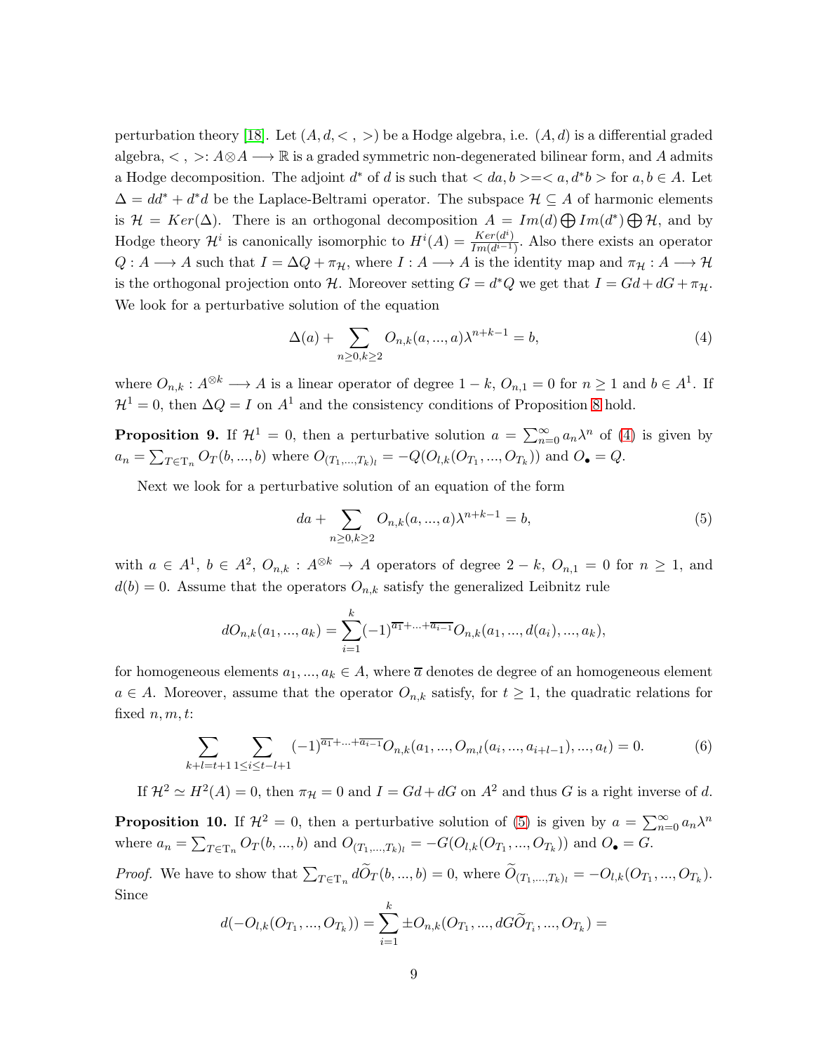perturbation theory [18]. Let $(A, d, < , >)$ be a Hodge algebra, i.e. $(A, d)$ is a differential graded algebra, $< , >: A \otimes A \longrightarrow \mathbb{R}$ is a graded symmetric non-degenerated bilinear form, and $A$ admits a Hodge decomposition. The adjoint $d^*$ of $d$ is such that $< da, b >=< a, d^*b >$ for $a, b \in A$. Let $\Delta = dd^* + d^*d$ be the Laplace-Beltrami operator. The subspace $\mathcal{H} \subseteq A$ of harmonic elements is $\mathcal{H} = Ker(\Delta)$. There is an orthogonal decomposition $A = Im(d) \bigoplus Im(d^*) \bigoplus \mathcal{H}$, and by Hodge theory $\mathcal{H}^i$ is canonically isomorphic to $H^i(A) = \frac{Ker(d^i)}{Im(d^{i-1})}$. Also there exists an operator $Q : A \longrightarrow A$ such that $I = \Delta Q + \pi_{\mathcal{H}}$, where $I : A \longrightarrow A$ is the identity map and $\pi_{\mathcal{H}} : A \longrightarrow \mathcal{H}$ is the orthogonal projection onto $\mathcal{H}$. Moreover setting $G = d^*Q$ we get that $I = Gd + dG + \pi_{\mathcal{H}}$. We look for a perturbative solution of the equation

$$\Delta(a) + \sum_{n \geq 0, k \geq 2} O_{n,k}(a, ..., a)\lambda^{n+k-1} = b, \tag{4}$$

where $O_{n,k} : A^{\otimes k} \longrightarrow A$ is a linear operator of degree $1 - k$, $O_{n,1} = 0$ for $n \geq 1$ and $b \in A^1$. If $\mathcal{H}^1 = 0$, then $\Delta Q = I$ on $A^1$ and the consistency conditions of Proposition 8 hold.

**Proposition 9.** If $\mathcal{H}^1 = 0$, then a perturbative solution $a = \sum_{n=0}^{\infty} a_n \lambda^n$ of (4) is given by $a_n = \sum_{T \in \mathrm{T}_n} O_T(b, ..., b)$ where $O_{(T_1,...,T_k)_l} = -Q(O_{l,k}(O_{T_1}, ..., O_{T_k}))$ and $O_\bullet = Q$.

Next we look for a perturbative solution of an equation of the form

$$da + \sum_{n \geq 0, k \geq 2} O_{n,k}(a, ..., a)\lambda^{n+k-1} = b, \tag{5}$$

with $a \in A^1$, $b \in A^2$, $O_{n,k} : A^{\otimes k} \to A$ operators of degree $2 - k$, $O_{n,1} = 0$ for $n \geq 1$, and $d(b) = 0$. Assume that the operators $O_{n,k}$ satisfy the generalized Leibnitz rule

$$dO_{n,k}(a_1, ..., a_k) = \sum_{i=1}^{k} (-1)^{\overline{a_1} + ... + \overline{a_{i-1}}} O_{n,k}(a_1, ..., d(a_i), ..., a_k),$$

for homogeneous elements $a_1, ..., a_k \in A$, where $\overline{a}$ denotes de degree of an homogeneous element $a \in A$. Moreover, assume that the operator $O_{n,k}$ satisfy, for $t \geq 1$, the quadratic relations for fixed $n, m, t$:

$$\sum_{k+l=t+1} \sum_{1 \leq i \leq t-l+1} (-1)^{\overline{a_1} + ... + \overline{a_{i-1}}} O_{n,k}(a_1, ..., O_{m,l}(a_i, ..., a_{i+l-1}), ..., a_t) = 0. \tag{6}$$

If $\mathcal{H}^2 \simeq H^2(A) = 0$, then $\pi_{\mathcal{H}} = 0$ and $I = Gd + dG$ on $A^2$ and thus $G$ is a right inverse of $d$.

**Proposition 10.** If $\mathcal{H}^2 = 0$, then a perturbative solution of (5) is given by $a = \sum_{n=0}^{\infty} a_n \lambda^n$ where $a_n = \sum_{T \in \mathrm{T}_n} O_T(b, ..., b)$ and $O_{(T_1,...,T_k)_l} = -G(O_{l,k}(O_{T_1}, ..., O_{T_k}))$ and $O_\bullet = G$.

*Proof.* We have to show that $\sum_{T \in \mathrm{T}_n} d\widetilde{O}_T(b, ..., b) = 0$, where $\widetilde{O}_{(T_1,...,T_k)_l} = -O_{l,k}(O_{T_1}, ..., O_{T_k})$. Since

$$d(-O_{l,k}(O_{T_1}, ..., O_{T_k})) = \sum_{i=1}^{k} \pm O_{n,k}(O_{T_1}, ..., dG\widetilde{O}_{T_i}, ..., O_{T_k}) =$$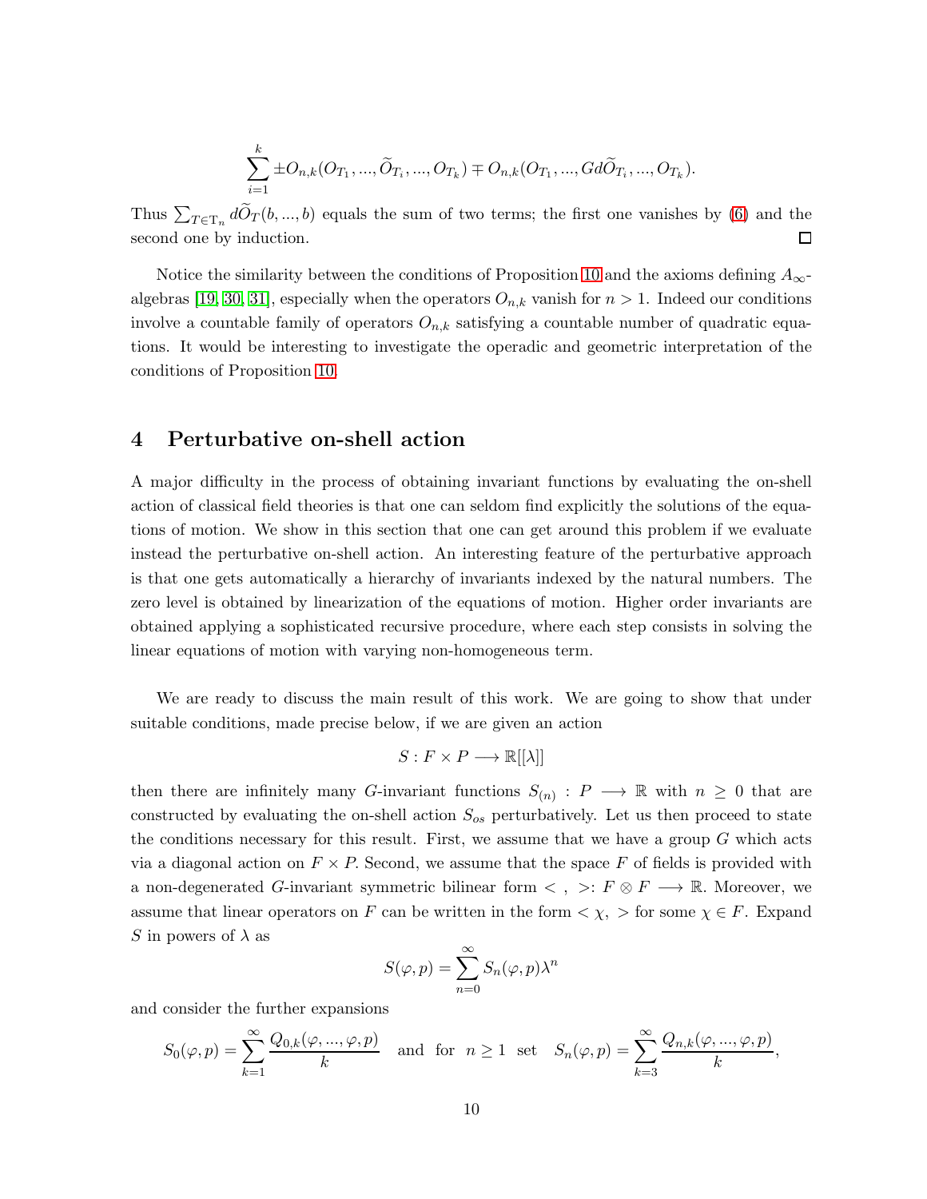$$\sum_{i=1}^{k} \pm O_{n,k}(O_{T_1}, ..., \widetilde{O}_{T_i}, ..., O_{T_k}) \mp O_{n,k}(O_{T_1}, ..., Gd\widetilde{O}_{T_i}, ..., O_{T_k}).$$

Thus $\sum_{T \in \mathrm{T}_n} d\widetilde{O}_T(b, ..., b)$ equals the sum of two terms; the first one vanishes by (6) and the second one by induction. $\square$

Notice the similarity between the conditions of Proposition 10 and the axioms defining $A_\infty$-algebras [19, 30, 31], especially when the operators $O_{n,k}$ vanish for $n > 1$. Indeed our conditions involve a countable family of operators $O_{n,k}$ satisfying a countable number of quadratic equations. It would be interesting to investigate the operadic and geometric interpretation of the conditions of Proposition 10.

# 4 Perturbative on-shell action

A major difficulty in the process of obtaining invariant functions by evaluating the on-shell action of classical field theories is that one can seldom find explicitly the solutions of the equations of motion. We show in this section that one can get around this problem if we evaluate instead the perturbative on-shell action. An interesting feature of the perturbative approach is that one gets automatically a hierarchy of invariants indexed by the natural numbers. The zero level is obtained by linearization of the equations of motion. Higher order invariants are obtained applying a sophisticated recursive procedure, where each step consists in solving the linear equations of motion with varying non-homogeneous term.

We are ready to discuss the main result of this work. We are going to show that under suitable conditions, made precise below, if we are given an action

$$S : F \times P \longrightarrow \mathbb{R}[[\lambda]]$$

then there are infinitely many $G$-invariant functions $S_{(n)} : P \longrightarrow \mathbb{R}$ with $n \geq 0$ that are constructed by evaluating the on-shell action $S_{os}$ perturbatively. Let us then proceed to state the conditions necessary for this result. First, we assume that we have a group $G$ which acts via a diagonal action on $F \times P$. Second, we assume that the space $F$ of fields is provided with a non-degenerated $G$-invariant symmetric bilinear form $< \, , \, >: F \otimes F \longrightarrow \mathbb{R}$. Moreover, we assume that linear operators on $F$ can be written in the form $< \chi, \, >$ for some $\chi \in F$. Expand $S$ in powers of $\lambda$ as

$$S(\varphi, p) = \sum_{n=0}^{\infty} S_n(\varphi, p)\lambda^n$$

and consider the further expansions

$$S_0(\varphi, p) = \sum_{k=1}^{\infty} \frac{Q_{0,k}(\varphi, ..., \varphi, p)}{k} \quad \text{and for} \quad n \geq 1 \quad \text{set} \quad S_n(\varphi, p) = \sum_{k=3}^{\infty} \frac{Q_{n,k}(\varphi, ..., \varphi, p)}{k},$$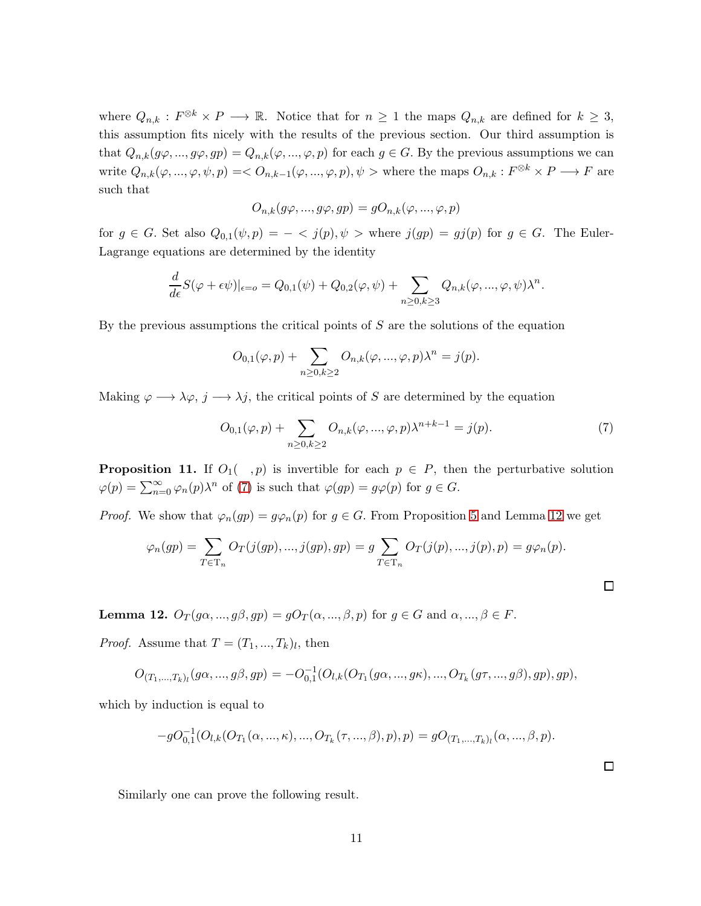where $Q_{n,k} : F^{\otimes k} \times P \longrightarrow \mathbb{R}$. Notice that for $n \geq 1$ the maps $Q_{n,k}$ are defined for $k \geq 3$, this assumption fits nicely with the results of the previous section. Our third assumption is that $Q_{n,k}(g\varphi, ..., g\varphi, gp) = Q_{n,k}(\varphi, ..., \varphi, p)$ for each $g \in G$. By the previous assumptions we can write $Q_{n,k}(\varphi, ..., \varphi, \psi, p) =< O_{n,k-1}(\varphi, ..., \varphi, p), \psi >$ where the maps $O_{n,k} : F^{\otimes k} \times P \longrightarrow F$ are such that

$$O_{n,k}(g\varphi, ..., g\varphi, gp) = gO_{n,k}(\varphi, ..., \varphi, p)$$

for $g \in G$. Set also $Q_{0,1}(\psi, p) = - < j(p), \psi >$ where $j(gp) = gj(p)$ for $g \in G$. The Euler-Lagrange equations are determined by the identity

$$\frac{d}{d\epsilon}S(\varphi + \epsilon\psi)|_{\epsilon=o} = Q_{0,1}(\psi) + Q_{0,2}(\varphi, \psi) + \sum_{n\geq 0, k\geq 3} Q_{n,k}(\varphi, ..., \varphi, \psi)\lambda^n.$$

By the previous assumptions the critical points of $S$ are the solutions of the equation

$$O_{0,1}(\varphi, p) + \sum_{n\geq 0, k\geq 2} O_{n,k}(\varphi, ..., \varphi, p)\lambda^n = j(p).$$

Making $\varphi \longrightarrow \lambda\varphi$, $j \longrightarrow \lambda j$, the critical points of $S$ are determined by the equation

$$O_{0,1}(\varphi, p) + \sum_{n\geq 0, k\geq 2} O_{n,k}(\varphi, ..., \varphi, p)\lambda^{n+k-1} = j(p). \tag{7}$$

**Proposition 11.** If $O_1(\quad, p)$ is invertible for each $p \in P$, then the perturbative solution $\varphi(p) = \sum_{n=0}^{\infty} \varphi_n(p)\lambda^n$ of (7) is such that $\varphi(gp) = g\varphi(p)$ for $g \in G$.

*Proof.* We show that $\varphi_n(gp) = g\varphi_n(p)$ for $g \in G$. From Proposition 5 and Lemma 12 we get

$$\varphi_n(gp) = \sum_{T\in \mathrm{T}_n} O_T(j(gp), ..., j(gp), gp) = g \sum_{T\in \mathrm{T}_n} O_T(j(p), ..., j(p), p) = g\varphi_n(p).$$

□

**Lemma 12.** $O_T(g\alpha, ..., g\beta, gp) = gO_T(\alpha, ..., \beta, p)$ for $g \in G$ and $\alpha, ..., \beta \in F$.

*Proof.* Assume that $T = (T_1, ..., T_k)_l$, then

$$O_{(T_1,...,T_k)_l}(g\alpha, ..., g\beta, gp) = -O_{0,1}^{-1}(O_{l,k}(O_{T_1}(g\alpha, ..., g\kappa), ..., O_{T_k}(g\tau, ..., g\beta), gp), gp),$$

which by induction is equal to

$$-gO_{0,1}^{-1}(O_{l,k}(O_{T_1}(\alpha, ..., \kappa), ..., O_{T_k}(\tau, ..., \beta), p), p) = gO_{(T_1,...,T_k)_l}(\alpha, ..., \beta, p).$$

□

Similarly one can prove the following result.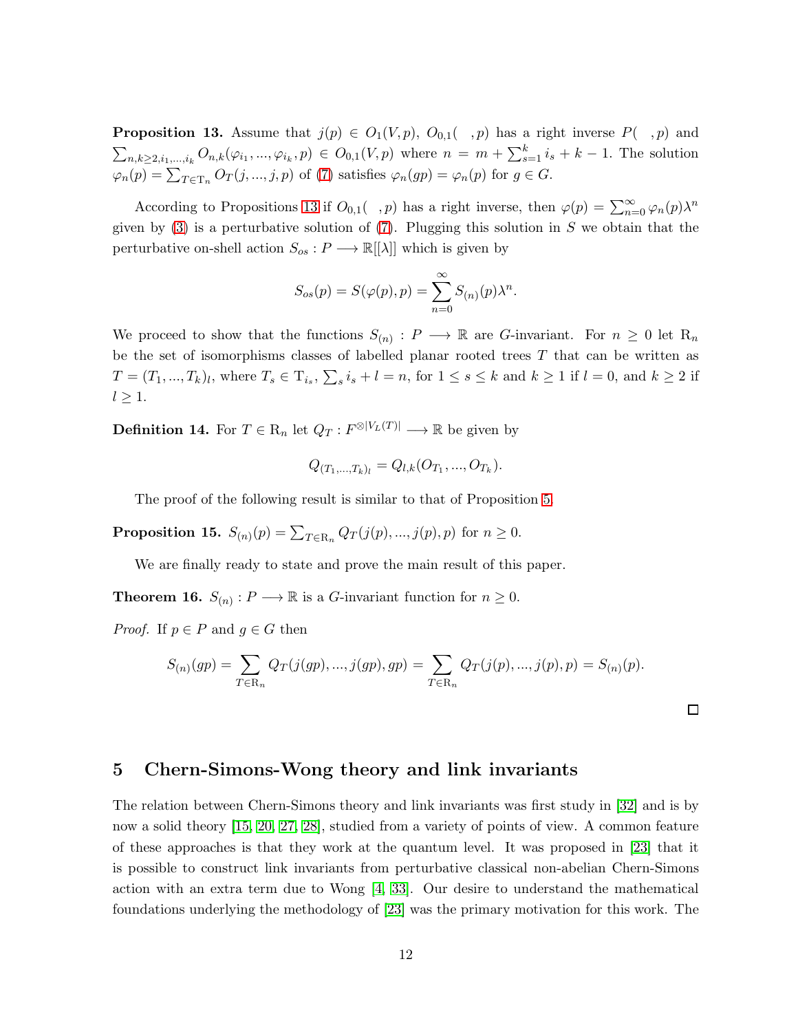**Proposition 13.** Assume that $j(p) \in O_1(V,p)$, $O_{0,1}(\ \ ,p)$ has a right inverse $P(\ \ ,p)$ and $\sum_{n,k\geq 2,i_1,...,i_k} O_{n,k}(\varphi_{i_1},...,\varphi_{i_k},p) \in O_{0,1}(V,p)$ where $n = m + \sum_{s=1}^{k} i_s + k - 1$. The solution $\varphi_n(p) = \sum_{T\in \mathrm{T}_n} O_T(j,...,j,p)$ of (7) satisfies $\varphi_n(gp) = \varphi_n(p)$ for $g \in G$.

According to Propositions 13 if $O_{0,1}(\ \ ,p)$ has a right inverse, then $\varphi(p) = \sum_{n=0}^{\infty} \varphi_n(p)\lambda^n$ given by (3) is a perturbative solution of (7). Plugging this solution in $S$ we obtain that the perturbative on-shell action $S_{os} : P \longrightarrow \mathbb{R}[[\lambda]]$ which is given by

$$S_{os}(p) = S(\varphi(p),p) = \sum_{n=0}^{\infty} S_{(n)}(p)\lambda^n.$$

We proceed to show that the functions $S_{(n)} : P \longrightarrow \mathbb{R}$ are $G$-invariant. For $n \geq 0$ let $\mathrm{R}_n$ be the set of isomorphisms classes of labelled planar rooted trees $T$ that can be written as $T = (T_1,...,T_k)_l$, where $T_s \in \mathrm{T}_{i_s}$, $\sum_s i_s + l = n$, for $1 \leq s \leq k$ and $k \geq 1$ if $l = 0$, and $k \geq 2$ if $l \geq 1$.

**Definition 14.** For $T \in \mathrm{R}_n$ let $Q_T : F^{\otimes |V_L(T)|} \longrightarrow \mathbb{R}$ be given by

$$Q_{(T_1,...,T_k)_l} = Q_{l,k}(O_{T_1},...,O_{T_k}).$$

The proof of the following result is similar to that of Proposition 5.

**Proposition 15.** $S_{(n)}(p) = \sum_{T\in \mathrm{R}_n} Q_T(j(p),...,j(p),p)$ for $n \geq 0$.

We are finally ready to state and prove the main result of this paper.

**Theorem 16.** $S_{(n)} : P \longrightarrow \mathbb{R}$ is a $G$-invariant function for $n \geq 0$.

*Proof.* If $p \in P$ and $g \in G$ then

$$S_{(n)}(gp) = \sum_{T\in \mathrm{R}_n} Q_T(j(gp),...,j(gp),gp) = \sum_{T\in \mathrm{R}_n} Q_T(j(p),...,j(p),p) = S_{(n)}(p).$$

□

## 5 Chern-Simons-Wong theory and link invariants

The relation between Chern-Simons theory and link invariants was first study in [32] and is by now a solid theory [15, 20, 27, 28], studied from a variety of points of view. A common feature of these approaches is that they work at the quantum level. It was proposed in [23] that it is possible to construct link invariants from perturbative classical non-abelian Chern-Simons action with an extra term due to Wong [4, 33]. Our desire to understand the mathematical foundations underlying the methodology of [23] was the primary motivation for this work. The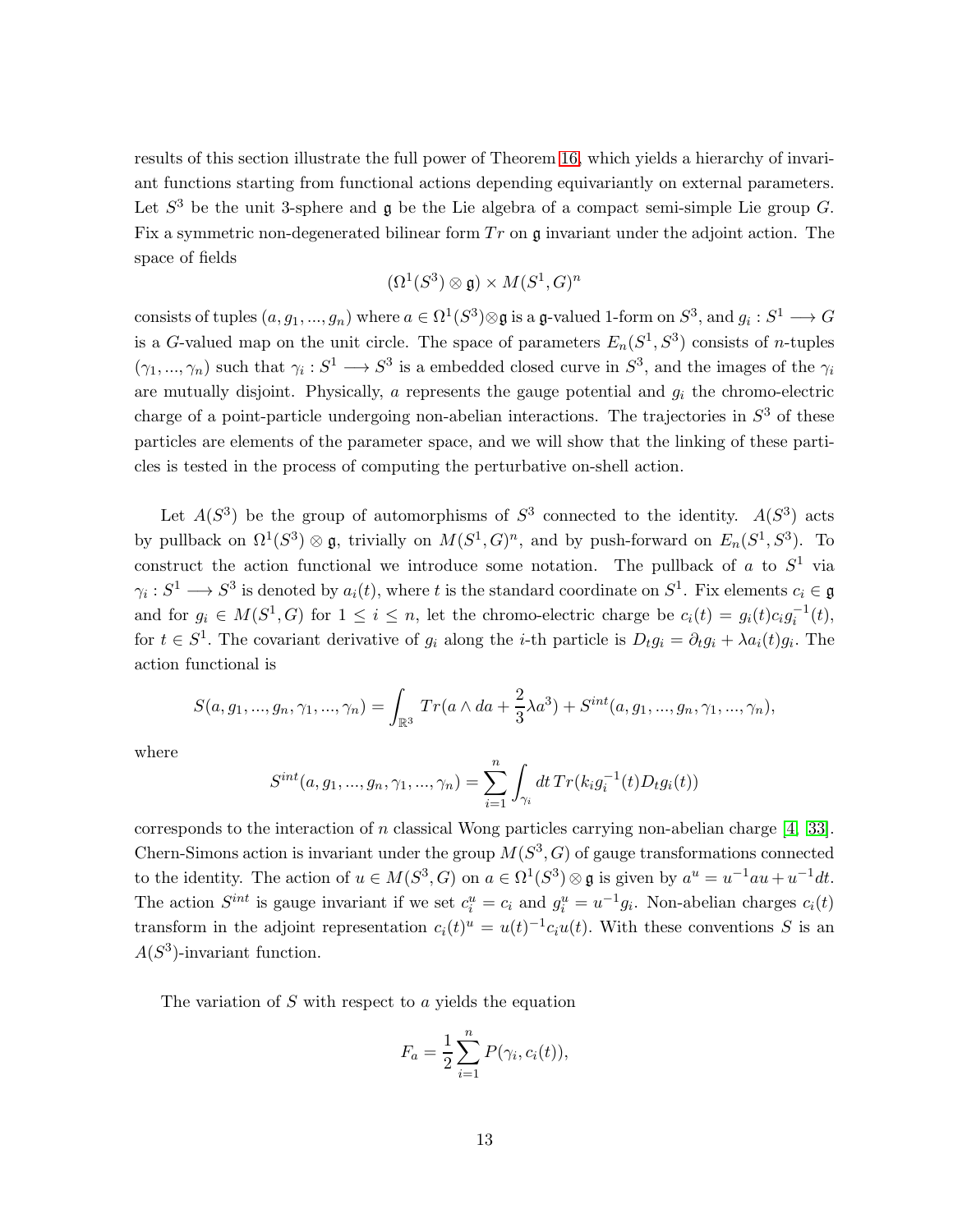results of this section illustrate the full power of Theorem 16, which yields a hierarchy of invariant functions starting from functional actions depending equivariantly on external parameters. Let $S^3$ be the unit 3-sphere and $\mathfrak{g}$ be the Lie algebra of a compact semi-simple Lie group $G$. Fix a symmetric non-degenerated bilinear form $Tr$ on $\mathfrak{g}$ invariant under the adjoint action. The space of fields

$$(\Omega^1(S^3) \otimes \mathfrak{g}) \times M(S^1, G)^n$$

consists of tuples $(a, g_1, ..., g_n)$ where $a \in \Omega^1(S^3) \otimes \mathfrak{g}$ is a $\mathfrak{g}$-valued 1-form on $S^3$, and $g_i : S^1 \longrightarrow G$ is a $G$-valued map on the unit circle. The space of parameters $E_n(S^1, S^3)$ consists of $n$-tuples $(\gamma_1, ..., \gamma_n)$ such that $\gamma_i : S^1 \longrightarrow S^3$ is a embedded closed curve in $S^3$, and the images of the $\gamma_i$ are mutually disjoint. Physically, $a$ represents the gauge potential and $g_i$ the chromo-electric charge of a point-particle undergoing non-abelian interactions. The trajectories in $S^3$ of these particles are elements of the parameter space, and we will show that the linking of these particles is tested in the process of computing the perturbative on-shell action.

Let $A(S^3)$ be the group of automorphisms of $S^3$ connected to the identity. $A(S^3)$ acts by pullback on $\Omega^1(S^3) \otimes \mathfrak{g}$, trivially on $M(S^1, G)^n$, and by push-forward on $E_n(S^1, S^3)$. To construct the action functional we introduce some notation. The pullback of $a$ to $S^1$ via $\gamma_i : S^1 \longrightarrow S^3$ is denoted by $a_i(t)$, where $t$ is the standard coordinate on $S^1$. Fix elements $c_i \in \mathfrak{g}$ and for $g_i \in M(S^1, G)$ for $1 \leq i \leq n$, let the chromo-electric charge be $c_i(t) = g_i(t)c_i g_i^{-1}(t)$, for $t \in S^1$. The covariant derivative of $g_i$ along the $i$-th particle is $D_t g_i = \partial_t g_i + \lambda a_i(t) g_i$. The action functional is

$$S(a, g_1, ..., g_n, \gamma_1, ..., \gamma_n) = \int_{\mathbb{R}^3} Tr(a \wedge da + \frac{2}{3}\lambda a^3) + S^{int}(a, g_1, ..., g_n, \gamma_1, ..., \gamma_n),$$

where

$$S^{int}(a, g_1, ..., g_n, \gamma_1, ..., \gamma_n) = \sum_{i=1}^{n} \int_{\gamma_i} dt\, Tr(k_i g_i^{-1}(t) D_t g_i(t))$$

corresponds to the interaction of $n$ classical Wong particles carrying non-abelian charge [4, 33]. Chern-Simons action is invariant under the group $M(S^3, G)$ of gauge transformations connected to the identity. The action of $u \in M(S^3, G)$ on $a \in \Omega^1(S^3) \otimes \mathfrak{g}$ is given by $a^u = u^{-1} a u + u^{-1} dt$. The action $S^{int}$ is gauge invariant if we set $c_i^u = c_i$ and $g_i^u = u^{-1} g_i$. Non-abelian charges $c_i(t)$ transform in the adjoint representation $c_i(t)^u = u(t)^{-1} c_i u(t)$. With these conventions $S$ is an $A(S^3)$-invariant function.

The variation of $S$ with respect to $a$ yields the equation

$$F_a = \frac{1}{2} \sum_{i=1}^{n} P(\gamma_i, c_i(t)),$$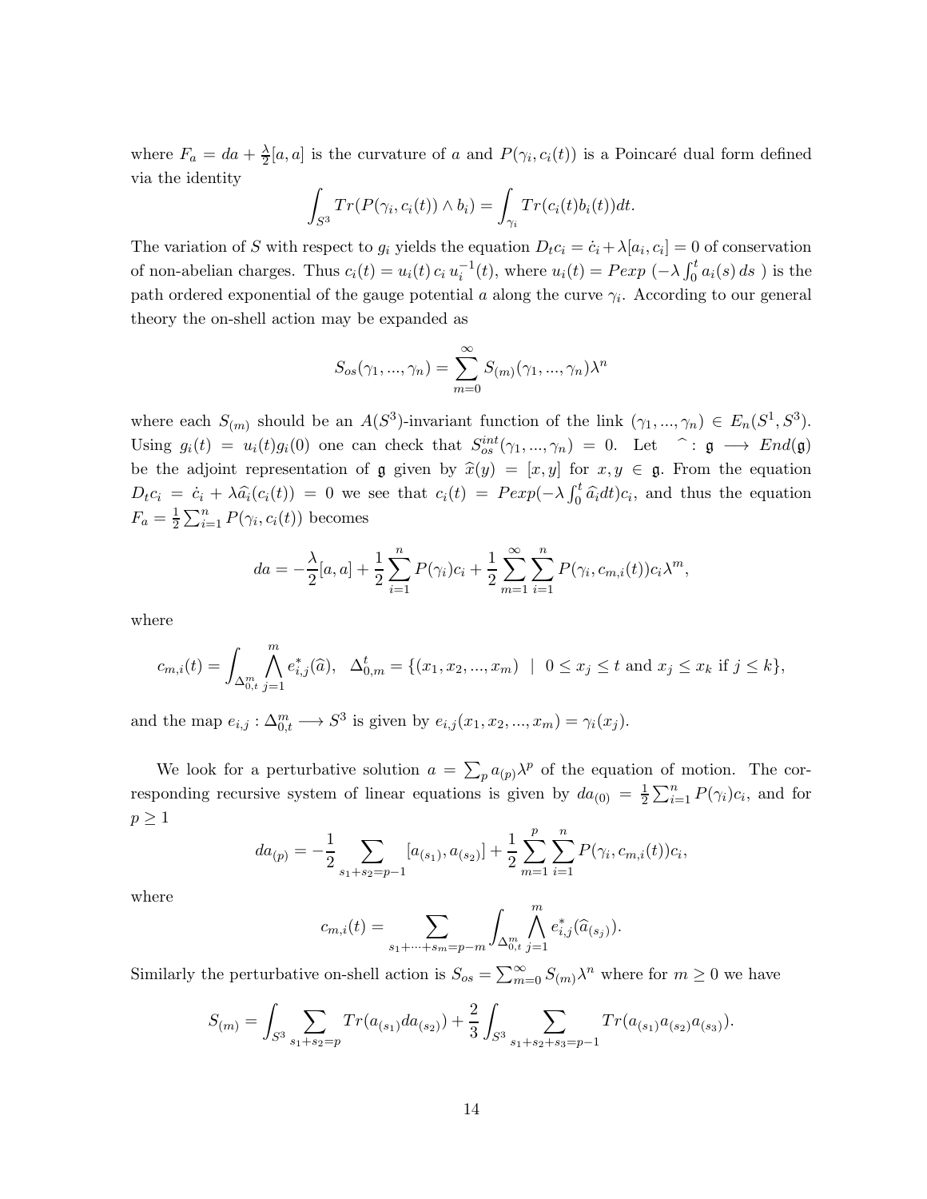where $F_a = da + \frac{\lambda}{2}[a,a]$ is the curvature of $a$ and $P(\gamma_i, c_i(t))$ is a Poincaré dual form defined via the identity

$$\int_{S^3} Tr(P(\gamma_i, c_i(t)) \wedge b_i) = \int_{\gamma_i} Tr(c_i(t) b_i(t)) dt.$$

The variation of $S$ with respect to $g_i$ yields the equation $D_t c_i = \dot{c}_i + \lambda[a_i, c_i] = 0$ of conservation of non-abelian charges. Thus $c_i(t) = u_i(t)\, c_i\, u_i^{-1}(t)$, where $u_i(t) = Pexp\ (-\lambda \int_0^t a_i(s)\, ds\ )$ is the path ordered exponential of the gauge potential $a$ along the curve $\gamma_i$. According to our general theory the on-shell action may be expanded as

$$S_{os}(\gamma_1, ..., \gamma_n) = \sum_{m=0}^{\infty} S_{(m)}(\gamma_1, ..., \gamma_n)\lambda^n$$

where each $S_{(m)}$ should be an $A(S^3)$-invariant function of the link $(\gamma_1, ..., \gamma_n) \in E_n(S^1, S^3)$. Using $g_i(t) = u_i(t) g_i(0)$ one can check that $S_{os}^{int}(\gamma_1, ..., \gamma_n) = 0$. Let $\widehat{\ }: \mathfrak{g} \longrightarrow End(\mathfrak{g})$ be the adjoint representation of $\mathfrak{g}$ given by $\widehat{x}(y) = [x, y]$ for $x, y \in \mathfrak{g}$. From the equation $D_t c_i = \dot{c}_i + \lambda \widehat{a}_i(c_i(t)) = 0$ we see that $c_i(t) = Pexp(-\lambda \int_0^t \widehat{a}_i dt) c_i$, and thus the equation $F_a = \frac{1}{2}\sum_{i=1}^n P(\gamma_i, c_i(t))$ becomes

$$da = -\frac{\lambda}{2}[a,a] + \frac{1}{2}\sum_{i=1}^{n} P(\gamma_i) c_i + \frac{1}{2}\sum_{m=1}^{\infty}\sum_{i=1}^{n} P(\gamma_i, c_{m,i}(t)) c_i \lambda^m,$$

where

$$c_{m,i}(t) = \int_{\Delta_{0,t}^m} \bigwedge_{j=1}^{m} e_{i,j}^*(\widehat{a}), \quad \Delta_{0,m}^t = \{(x_1, x_2, ..., x_m) \ \mid \ 0 \leq x_j \leq t \text{ and } x_j \leq x_k \text{ if } j \leq k\},$$

and the map $e_{i,j} : \Delta_{0,t}^m \longrightarrow S^3$ is given by $e_{i,j}(x_1, x_2, ..., x_m) = \gamma_i(x_j)$.

We look for a perturbative solution $a = \sum_p a_{(p)}\lambda^p$ of the equation of motion. The corresponding recursive system of linear equations is given by $da_{(0)} = \frac{1}{2}\sum_{i=1}^n P(\gamma_i) c_i$, and for $p \geq 1$

$$da_{(p)} = -\frac{1}{2}\sum_{s_1+s_2=p-1}[a_{(s_1)}, a_{(s_2)}] + \frac{1}{2}\sum_{m=1}^{p}\sum_{i=1}^{n} P(\gamma_i, c_{m,i}(t)) c_i,$$

where

$$c_{m,i}(t) = \sum_{s_1+\cdots+s_m=p-m} \int_{\Delta_{0,t}^m} \bigwedge_{j=1}^{m} e_{i,j}^*(\widehat{a}_{(s_j)}).$$

Similarly the perturbative on-shell action is $S_{os} = \sum_{m=0}^{\infty} S_{(m)}\lambda^n$ where for $m \geq 0$ we have

$$S_{(m)} = \int_{S^3} \sum_{s_1+s_2=p} Tr(a_{(s_1)} da_{(s_2)}) + \frac{2}{3}\int_{S^3} \sum_{s_1+s_2+s_3=p-1} Tr(a_{(s_1)} a_{(s_2)} a_{(s_3)}).$$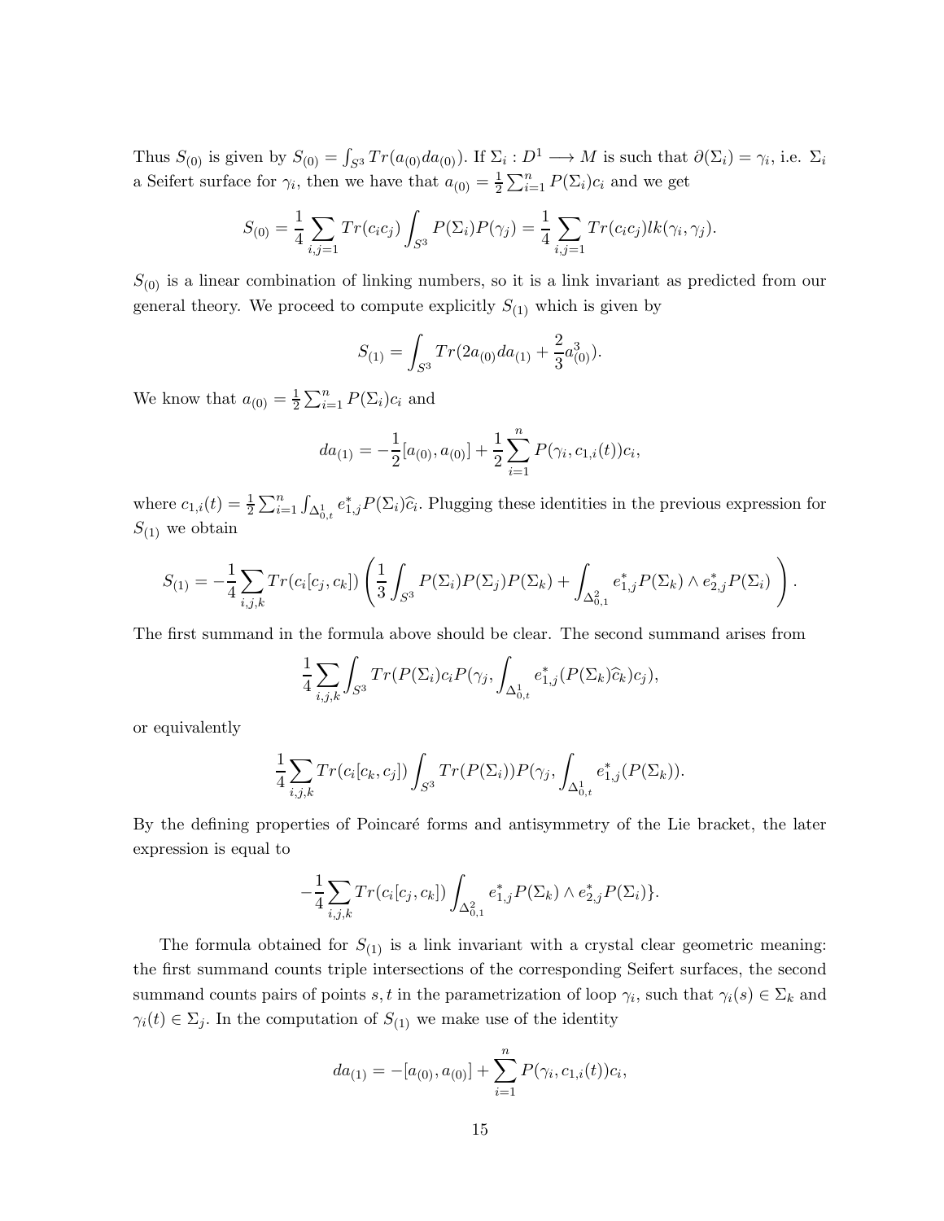Thus $S_{(0)}$ is given by $S_{(0)} = \int_{S^3} Tr(a_{(0)} da_{(0)})$. If $\Sigma_i : D^1 \longrightarrow M$ is such that $\partial(\Sigma_i) = \gamma_i$, i.e. $\Sigma_i$ a Seifert surface for $\gamma_i$, then we have that $a_{(0)} = \frac{1}{2}\sum_{i=1}^{n} P(\Sigma_i)c_i$ and we get

$$S_{(0)} = \frac{1}{4}\sum_{i,j=1} Tr(c_i c_j)\int_{S^3} P(\Sigma_i)P(\gamma_j) = \frac{1}{4}\sum_{i,j=1} Tr(c_i c_j) lk(\gamma_i, \gamma_j).$$

$S_{(0)}$ is a linear combination of linking numbers, so it is a link invariant as predicted from our general theory. We proceed to compute explicitly $S_{(1)}$ which is given by

$$S_{(1)} = \int_{S^3} Tr(2a_{(0)} da_{(1)} + \frac{2}{3}a_{(0)}^3).$$

We know that $a_{(0)} = \frac{1}{2}\sum_{i=1}^{n} P(\Sigma_i)c_i$ and

$$da_{(1)} = -\frac{1}{2}[a_{(0)}, a_{(0)}] + \frac{1}{2}\sum_{i=1}^{n} P(\gamma_i, c_{1,i}(t))c_i,$$

where $c_{1,i}(t) = \frac{1}{2}\sum_{i=1}^{n}\int_{\Delta^1_{0,t}} e^*_{1,j}P(\Sigma_i)\widehat{c}_i$. Plugging these identities in the previous expression for $S_{(1)}$ we obtain

$$S_{(1)} = -\frac{1}{4}\sum_{i,j,k} Tr(c_i[c_j, c_k])\left(\frac{1}{3}\int_{S^3} P(\Sigma_i)P(\Sigma_j)P(\Sigma_k) + \int_{\Delta^2_{0,1}} e^*_{1,j}P(\Sigma_k)\wedge e^*_{2,j}P(\Sigma_i)\right).$$

The first summand in the formula above should be clear. The second summand arises from

$$\frac{1}{4}\sum_{i,j,k}\int_{S^3} Tr(P(\Sigma_i)c_i P(\gamma_j, \int_{\Delta^1_{0,t}} e^*_{1,j}(P(\Sigma_k)\widehat{c}_k)c_j),$$

or equivalently

$$\frac{1}{4}\sum_{i,j,k} Tr(c_i[c_k, c_j])\int_{S^3} Tr(P(\Sigma_i))P(\gamma_j, \int_{\Delta^1_{0,t}} e^*_{1,j}(P(\Sigma_k)).$$

By the defining properties of Poincaré forms and antisymmetry of the Lie bracket, the later expression is equal to

$$-\frac{1}{4}\sum_{i,j,k} Tr(c_i[c_j, c_k])\int_{\Delta^2_{0,1}} e^*_{1,j}P(\Sigma_k)\wedge e^*_{2,j}P(\Sigma_i)\}.$$

The formula obtained for $S_{(1)}$ is a link invariant with a crystal clear geometric meaning: the first summand counts triple intersections of the corresponding Seifert surfaces, the second summand counts pairs of points $s, t$ in the parametrization of loop $\gamma_i$, such that $\gamma_i(s) \in \Sigma_k$ and $\gamma_i(t) \in \Sigma_j$. In the computation of $S_{(1)}$ we make use of the identity

$$da_{(1)} = -[a_{(0)}, a_{(0)}] + \sum_{i=1}^{n} P(\gamma_i, c_{1,i}(t))c_i,$$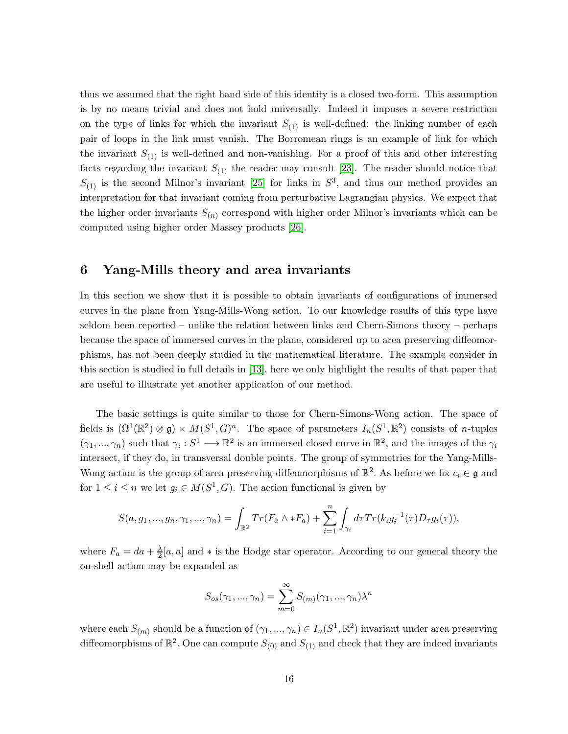thus we assumed that the right hand side of this identity is a closed two-form. This assumption is by no means trivial and does not hold universally. Indeed it imposes a severe restriction on the type of links for which the invariant $S_{(1)}$ is well-defined: the linking number of each pair of loops in the link must vanish. The Borromean rings is an example of link for which the invariant $S_{(1)}$ is well-defined and non-vanishing. For a proof of this and other interesting facts regarding the invariant $S_{(1)}$ the reader may consult [23]. The reader should notice that $S_{(1)}$ is the second Milnor's invariant [25] for links in $S^3$, and thus our method provides an interpretation for that invariant coming from perturbative Lagrangian physics. We expect that the higher order invariants $S_{(n)}$ correspond with higher order Milnor's invariants which can be computed using higher order Massey products [26].

## 6 Yang-Mills theory and area invariants

In this section we show that it is possible to obtain invariants of configurations of immersed curves in the plane from Yang-Mills-Wong action. To our knowledge results of this type have seldom been reported – unlike the relation between links and Chern-Simons theory – perhaps because the space of immersed curves in the plane, considered up to area preserving diffeomorphisms, has not been deeply studied in the mathematical literature. The example consider in this section is studied in full details in [13], here we only highlight the results of that paper that are useful to illustrate yet another application of our method.

The basic settings is quite similar to those for Chern-Simons-Wong action. The space of fields is $(\Omega^1(\mathbb{R}^2) \otimes \mathfrak{g}) \times M(S^1, G)^n$. The space of parameters $I_n(S^1, \mathbb{R}^2)$ consists of $n$-tuples $(\gamma_1, ..., \gamma_n)$ such that $\gamma_i : S^1 \longrightarrow \mathbb{R}^2$ is an immersed closed curve in $\mathbb{R}^2$, and the images of the $\gamma_i$ intersect, if they do, in transversal double points. The group of symmetries for the Yang-Mills-Wong action is the group of area preserving diffeomorphisms of $\mathbb{R}^2$. As before we fix $c_i \in \mathfrak{g}$ and for $1 \leq i \leq n$ we let $g_i \in M(S^1, G)$. The action functional is given by

$$S(a, g_1, ..., g_n, \gamma_1, ..., \gamma_n) = \int_{\mathbb{R}^2} Tr(F_a \wedge *F_a) + \sum_{i=1}^{n} \int_{\gamma_i} d\tau Tr(k_i g_i^{-1}(\tau) D_\tau g_i(\tau)),$$

where $F_a = da + \frac{\lambda}{2}[a, a]$ and $*$ is the Hodge star operator. According to our general theory the on-shell action may be expanded as

$$S_{os}(\gamma_1, ..., \gamma_n) = \sum_{m=0}^{\infty} S_{(m)}(\gamma_1, ..., \gamma_n) \lambda^n$$

where each $S_{(m)}$ should be a function of $(\gamma_1, ..., \gamma_n) \in I_n(S^1, \mathbb{R}^2)$ invariant under area preserving diffeomorphisms of $\mathbb{R}^2$. One can compute $S_{(0)}$ and $S_{(1)}$ and check that they are indeed invariants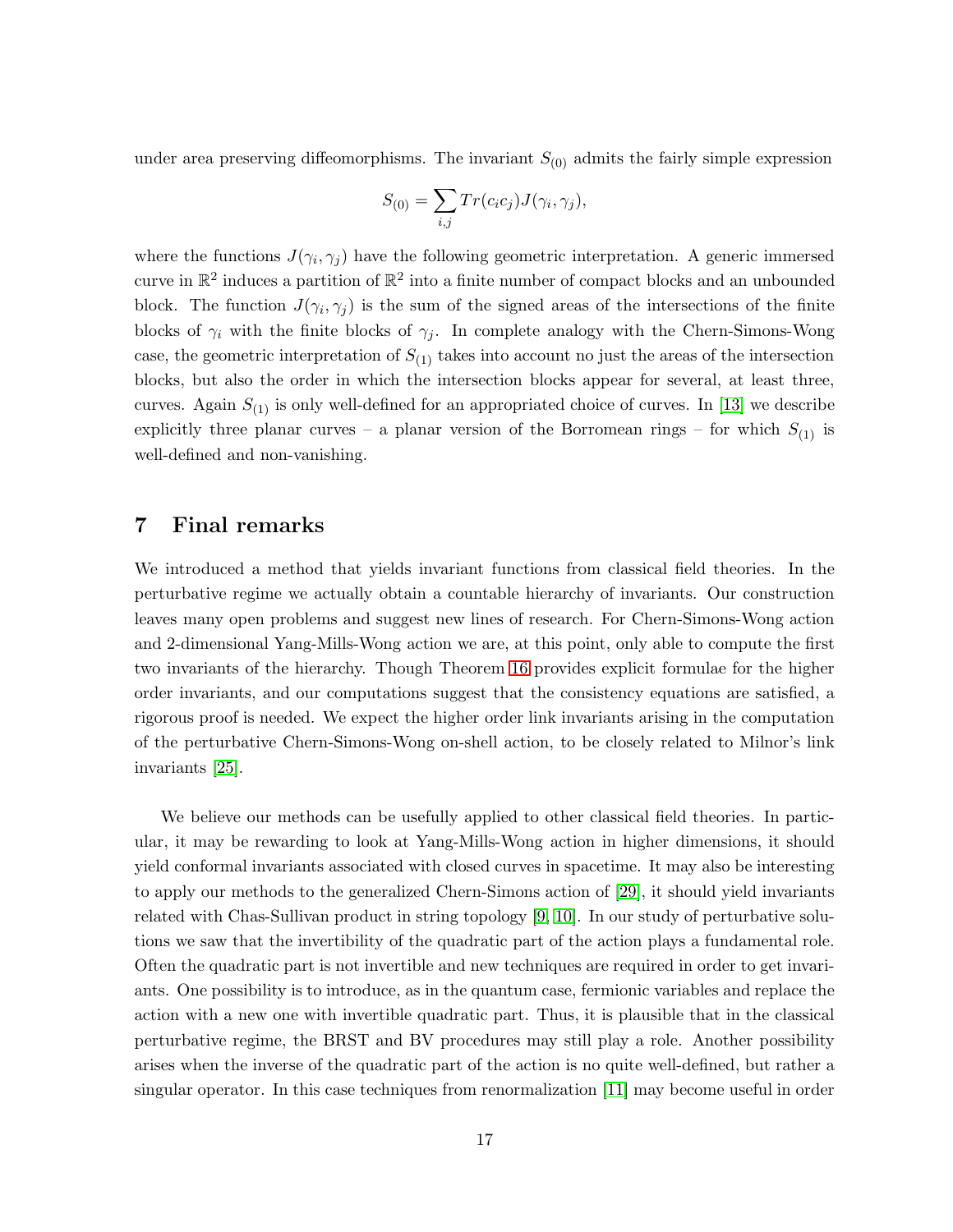under area preserving diffeomorphisms. The invariant $S_{(0)}$ admits the fairly simple expression

$$S_{(0)} = \sum_{i,j} Tr(c_i c_j) J(\gamma_i, \gamma_j),$$

where the functions $J(\gamma_i, \gamma_j)$ have the following geometric interpretation. A generic immersed curve in $\mathbb{R}^2$ induces a partition of $\mathbb{R}^2$ into a finite number of compact blocks and an unbounded block. The function $J(\gamma_i, \gamma_j)$ is the sum of the signed areas of the intersections of the finite blocks of $\gamma_i$ with the finite blocks of $\gamma_j$. In complete analogy with the Chern-Simons-Wong case, the geometric interpretation of $S_{(1)}$ takes into account no just the areas of the intersection blocks, but also the order in which the intersection blocks appear for several, at least three, curves. Again $S_{(1)}$ is only well-defined for an appropriated choice of curves. In [13] we describe explicitly three planar curves – a planar version of the Borromean rings – for which $S_{(1)}$ is well-defined and non-vanishing.

## 7 Final remarks

We introduced a method that yields invariant functions from classical field theories. In the perturbative regime we actually obtain a countable hierarchy of invariants. Our construction leaves many open problems and suggest new lines of research. For Chern-Simons-Wong action and 2-dimensional Yang-Mills-Wong action we are, at this point, only able to compute the first two invariants of the hierarchy. Though Theorem 16 provides explicit formulae for the higher order invariants, and our computations suggest that the consistency equations are satisfied, a rigorous proof is needed. We expect the higher order link invariants arising in the computation of the perturbative Chern-Simons-Wong on-shell action, to be closely related to Milnor's link invariants [25].

We believe our methods can be usefully applied to other classical field theories. In particular, it may be rewarding to look at Yang-Mills-Wong action in higher dimensions, it should yield conformal invariants associated with closed curves in spacetime. It may also be interesting to apply our methods to the generalized Chern-Simons action of [29], it should yield invariants related with Chas-Sullivan product in string topology [9, 10]. In our study of perturbative solutions we saw that the invertibility of the quadratic part of the action plays a fundamental role. Often the quadratic part is not invertible and new techniques are required in order to get invariants. One possibility is to introduce, as in the quantum case, fermionic variables and replace the action with a new one with invertible quadratic part. Thus, it is plausible that in the classical perturbative regime, the BRST and BV procedures may still play a role. Another possibility arises when the inverse of the quadratic part of the action is no quite well-defined, but rather a singular operator. In this case techniques from renormalization [11] may become useful in order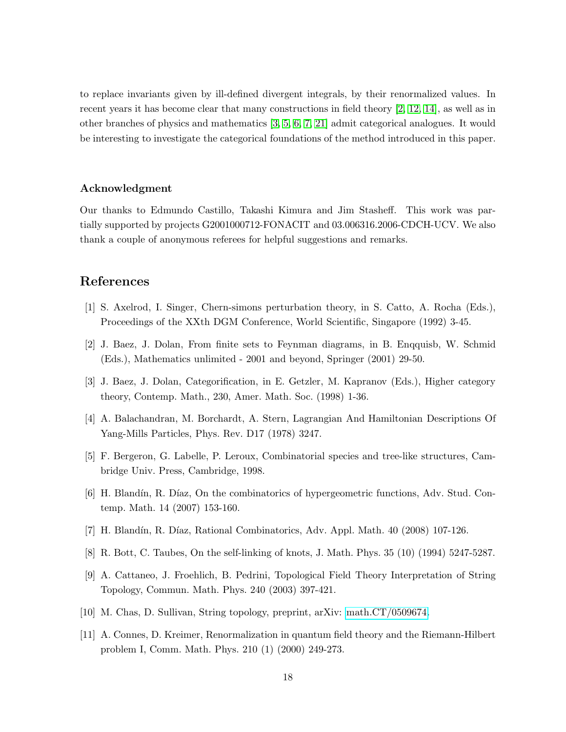to replace invariants given by ill-defined divergent integrals, by their renormalized values. In recent years it has become clear that many constructions in field theory [2, 12, 14], as well as in other branches of physics and mathematics [3, 5, 6, 7, 21] admit categorical analogues. It would be interesting to investigate the categorical foundations of the method introduced in this paper.

### Acknowledgment

Our thanks to Edmundo Castillo, Takashi Kimura and Jim Stasheff. This work was partially supported by projects G2001000712-FONACIT and 03.006316.2006-CDCH-UCV. We also thank a couple of anonymous referees for helpful suggestions and remarks.

## References

[1] S. Axelrod, I. Singer, Chern-simons perturbation theory, in S. Catto, A. Rocha (Eds.), Proceedings of the XXth DGM Conference, World Scientific, Singapore (1992) 3-45.

[2] J. Baez, J. Dolan, From finite sets to Feynman diagrams, in B. Enqquisb, W. Schmid (Eds.), Mathematics unlimited - 2001 and beyond, Springer (2001) 29-50.

[3] J. Baez, J. Dolan, Categorification, in E. Getzler, M. Kapranov (Eds.), Higher category theory, Contemp. Math., 230, Amer. Math. Soc. (1998) 1-36.

[4] A. Balachandran, M. Borchardt, A. Stern, Lagrangian And Hamiltonian Descriptions Of Yang-Mills Particles, Phys. Rev. D17 (1978) 3247.

[5] F. Bergeron, G. Labelle, P. Leroux, Combinatorial species and tree-like structures, Cambridge Univ. Press, Cambridge, 1998.

[6] H. Blandín, R. Díaz, On the combinatorics of hypergeometric functions, Adv. Stud. Contemp. Math. 14 (2007) 153-160.

[7] H. Blandín, R. Díaz, Rational Combinatorics, Adv. Appl. Math. 40 (2008) 107-126.

[8] R. Bott, C. Taubes, On the self-linking of knots, J. Math. Phys. 35 (10) (1994) 5247-5287.

[9] A. Cattaneo, J. Froehlich, B. Pedrini, Topological Field Theory Interpretation of String Topology, Commun. Math. Phys. 240 (2003) 397-421.

[10] M. Chas, D. Sullivan, String topology, preprint, arXiv: math.CT/0509674.

[11] A. Connes, D. Kreimer, Renormalization in quantum field theory and the Riemann-Hilbert problem I, Comm. Math. Phys. 210 (1) (2000) 249-273.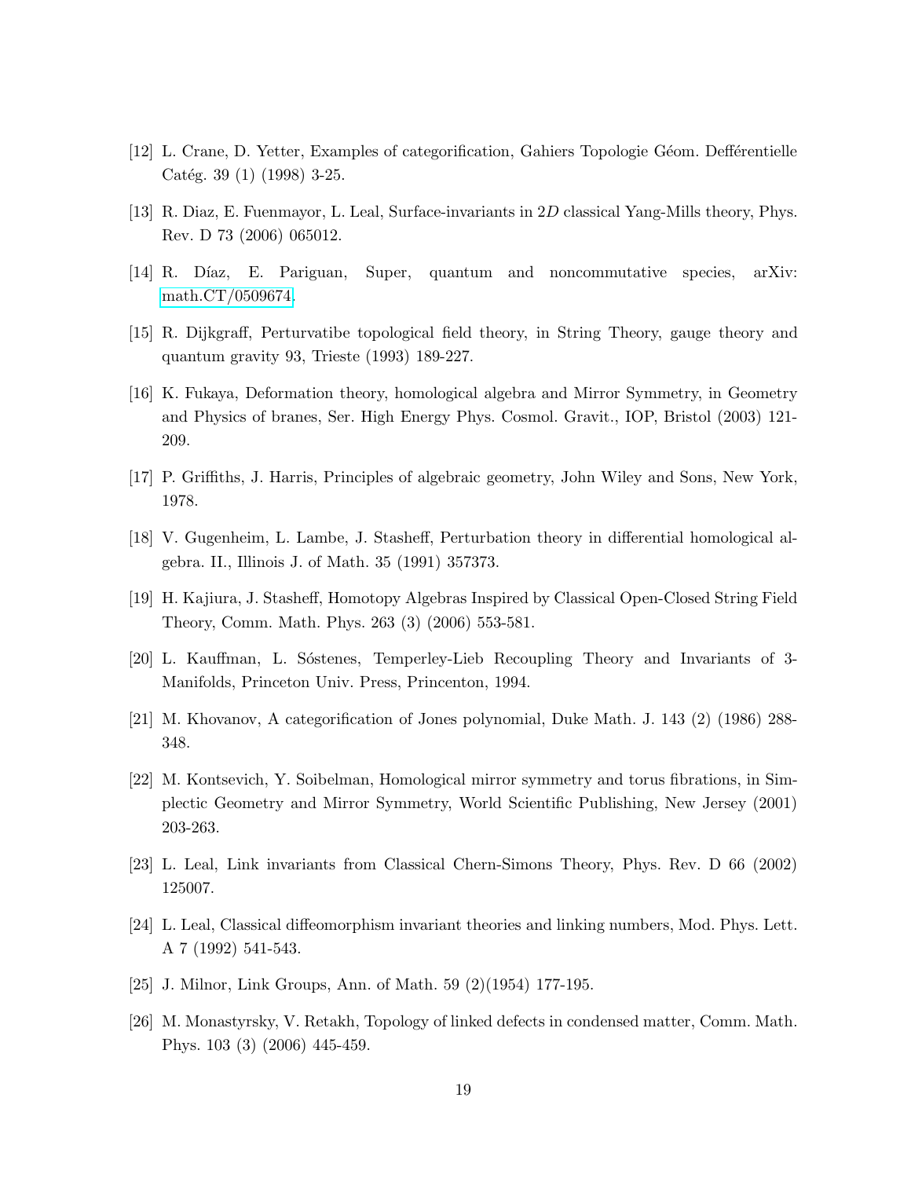[12] L. Crane, D. Yetter, Examples of categorification, Gahiers Topologie Géom. Defférentielle Catég. 39 (1) (1998) 3-25.

[13] R. Diaz, E. Fuenmayor, L. Leal, Surface-invariants in $2D$ classical Yang-Mills theory, Phys. Rev. D 73 (2006) 065012.

[14] R. Díaz, E. Pariguan, Super, quantum and noncommutative species, arXiv: math.CT/0509674.

[15] R. Dijkgraff, Perturvatibe topological field theory, in String Theory, gauge theory and quantum gravity 93, Trieste (1993) 189-227.

[16] K. Fukaya, Deformation theory, homological algebra and Mirror Symmetry, in Geometry and Physics of branes, Ser. High Energy Phys. Cosmol. Gravit., IOP, Bristol (2003) 121-209.

[17] P. Griffiths, J. Harris, Principles of algebraic geometry, John Wiley and Sons, New York, 1978.

[18] V. Gugenheim, L. Lambe, J. Stasheff, Perturbation theory in differential homological algebra. II., Illinois J. of Math. 35 (1991) 357373.

[19] H. Kajiura, J. Stasheff, Homotopy Algebras Inspired by Classical Open-Closed String Field Theory, Comm. Math. Phys. 263 (3) (2006) 553-581.

[20] L. Kauffman, L. Sóstenes, Temperley-Lieb Recoupling Theory and Invariants of 3-Manifolds, Princeton Univ. Press, Princenton, 1994.

[21] M. Khovanov, A categorification of Jones polynomial, Duke Math. J. 143 (2) (1986) 288-348.

[22] M. Kontsevich, Y. Soibelman, Homological mirror symmetry and torus fibrations, in Simplectic Geometry and Mirror Symmetry, World Scientific Publishing, New Jersey (2001) 203-263.

[23] L. Leal, Link invariants from Classical Chern-Simons Theory, Phys. Rev. D 66 (2002) 125007.

[24] L. Leal, Classical diffeomorphism invariant theories and linking numbers, Mod. Phys. Lett. A 7 (1992) 541-543.

[25] J. Milnor, Link Groups, Ann. of Math. 59 (2)(1954) 177-195.

[26] M. Monastyrsky, V. Retakh, Topology of linked defects in condensed matter, Comm. Math. Phys. 103 (3) (2006) 445-459.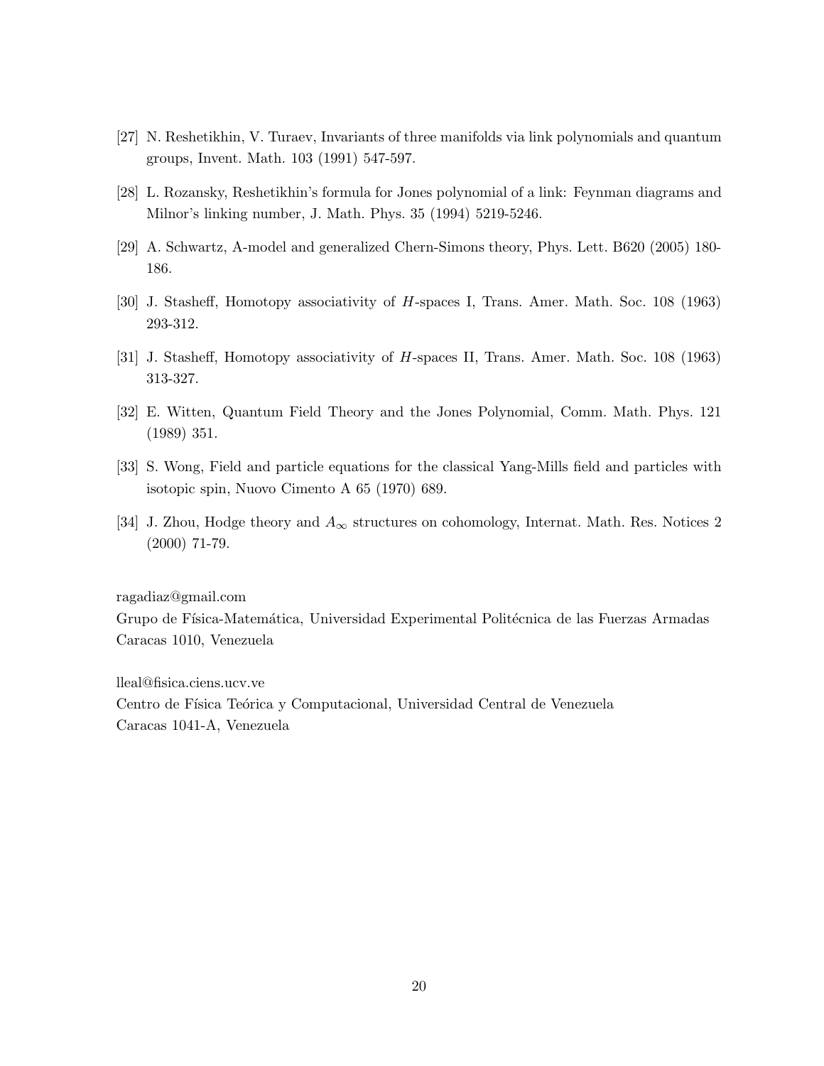[27] N. Reshetikhin, V. Turaev, Invariants of three manifolds via link polynomials and quantum groups, Invent. Math. 103 (1991) 547-597.

[28] L. Rozansky, Reshetikhin's formula for Jones polynomial of a link: Feynman diagrams and Milnor's linking number, J. Math. Phys. 35 (1994) 5219-5246.

[29] A. Schwartz, A-model and generalized Chern-Simons theory, Phys. Lett. B620 (2005) 180-186.

[30] J. Stasheff, Homotopy associativity of $H$-spaces I, Trans. Amer. Math. Soc. 108 (1963) 293-312.

[31] J. Stasheff, Homotopy associativity of $H$-spaces II, Trans. Amer. Math. Soc. 108 (1963) 313-327.

[32] E. Witten, Quantum Field Theory and the Jones Polynomial, Comm. Math. Phys. 121 (1989) 351.

[33] S. Wong, Field and particle equations for the classical Yang-Mills field and particles with isotopic spin, Nuovo Cimento A 65 (1970) 689.

[34] J. Zhou, Hodge theory and $A_\infty$ structures on cohomology, Internat. Math. Res. Notices 2 (2000) 71-79.

ragadiaz@gmail.com
Grupo de Física-Matemática, Universidad Experimental Politécnica de las Fuerzas Armadas
Caracas 1010, Venezuela

lleal@fisica.ciens.ucv.ve
Centro de Física Teórica y Computacional, Universidad Central de Venezuela
Caracas 1041-A, Venezuela